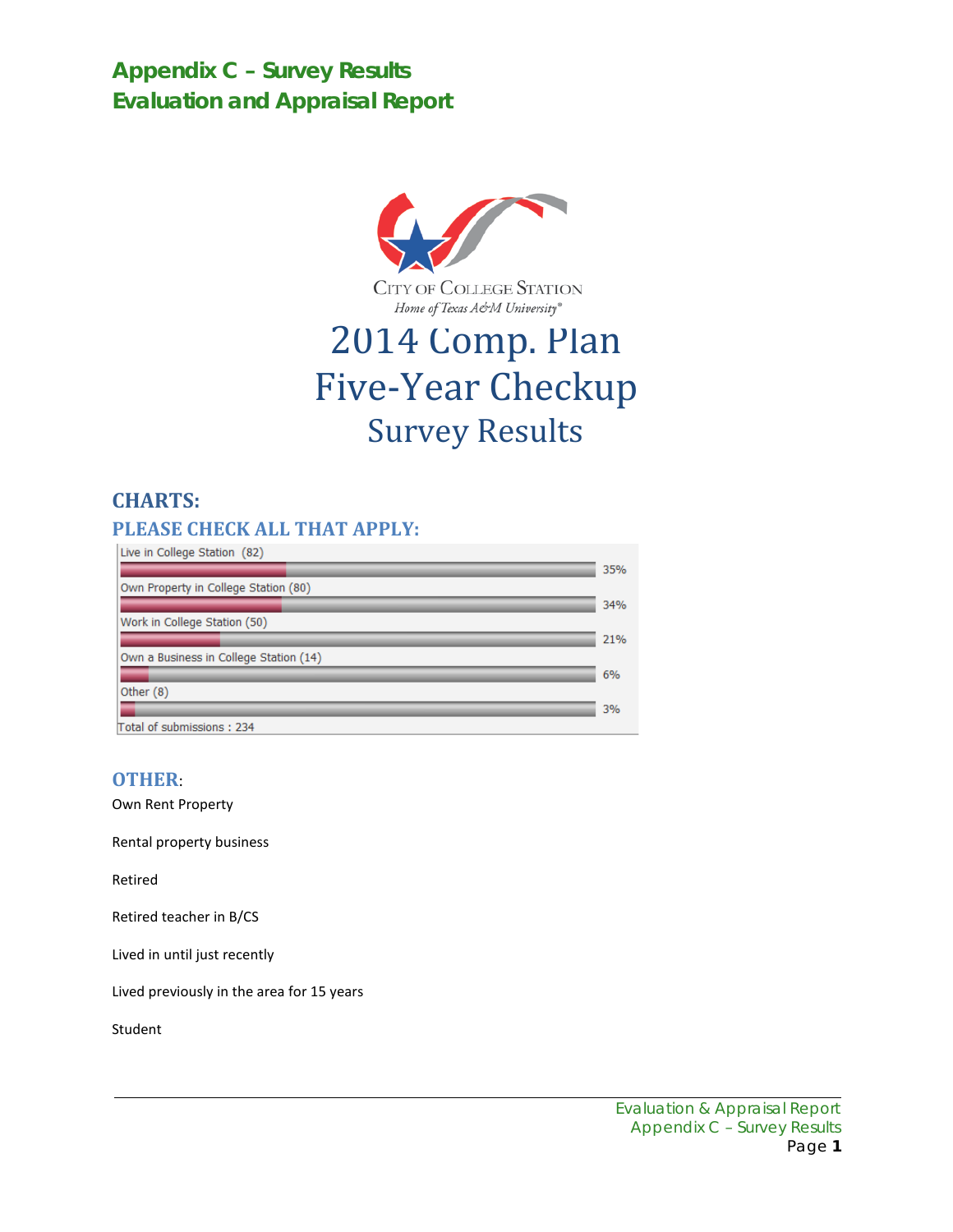# Appendix C – Survey Results
## Evaluation and Appraisal Report

CITY OF COLLEGE STATION
*Home of Texas A&M University®*

# 2014 Comp. Plan Five-Year Checkup
## Survey Results

## CHARTS:

### PLEASE CHECK ALL THAT APPLY:

| Response | Count | Percent |
|---|---|---|
| Live in College Station | 82 | 35% |
| Own Property in College Station | 80 | 34% |
| Work in College Station | 50 | 21% |
| Own a Business in College Station | 14 | 6% |
| Other | 8 | 3% |

Total of submissions : 234

### OTHER:

Own Rent Property

Rental property business

Retired

Retired teacher in B/CS

Lived in until just recently

Lived previously in the area for 15 years

Student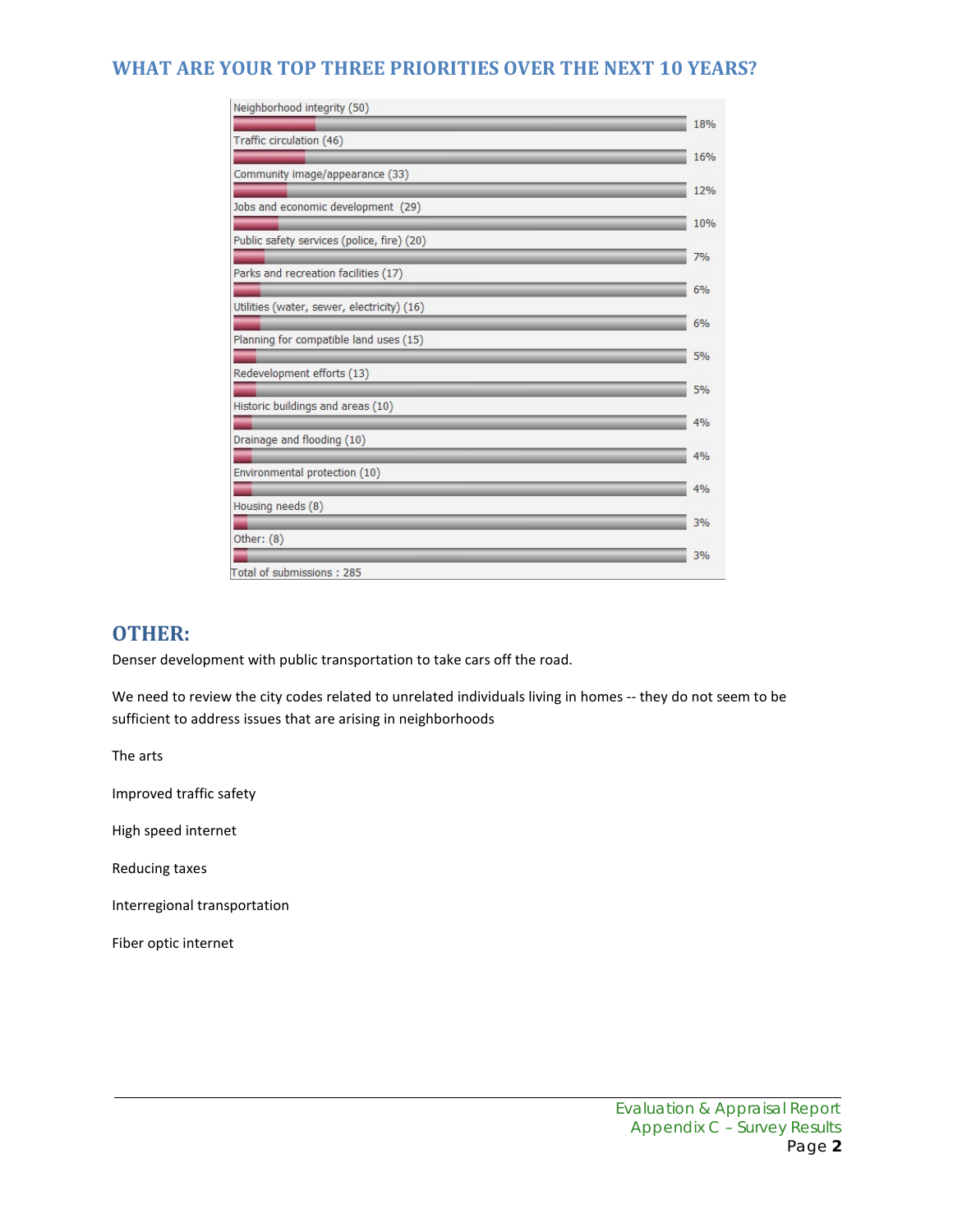## WHAT ARE YOUR TOP THREE PRIORITIES OVER THE NEXT 10 YEARS?

| Priority | Count | Percent |
|---|---|---|
| Neighborhood integrity | 50 | 18% |
| Traffic circulation | 46 | 16% |
| Community image/appearance | 33 | 12% |
| Jobs and economic development | 29 | 10% |
| Public safety services (police, fire) | 20 | 7% |
| Parks and recreation facilities | 17 | 6% |
| Utilities (water, sewer, electricity) | 16 | 6% |
| Planning for compatible land uses | 15 | 5% |
| Redevelopment efforts | 13 | 5% |
| Historic buildings and areas | 10 | 4% |
| Drainage and flooding | 10 | 4% |
| Environmental protection | 10 | 4% |
| Housing needs | 8 | 3% |
| Other: | 8 | 3% |

Total of submissions : 285

## OTHER:

Denser development with public transportation to take cars off the road.

We need to review the city codes related to unrelated individuals living in homes -- they do not seem to be sufficient to address issues that are arising in neighborhoods

The arts

Improved traffic safety

High speed internet

Reducing taxes

Interregional transportation

Fiber optic internet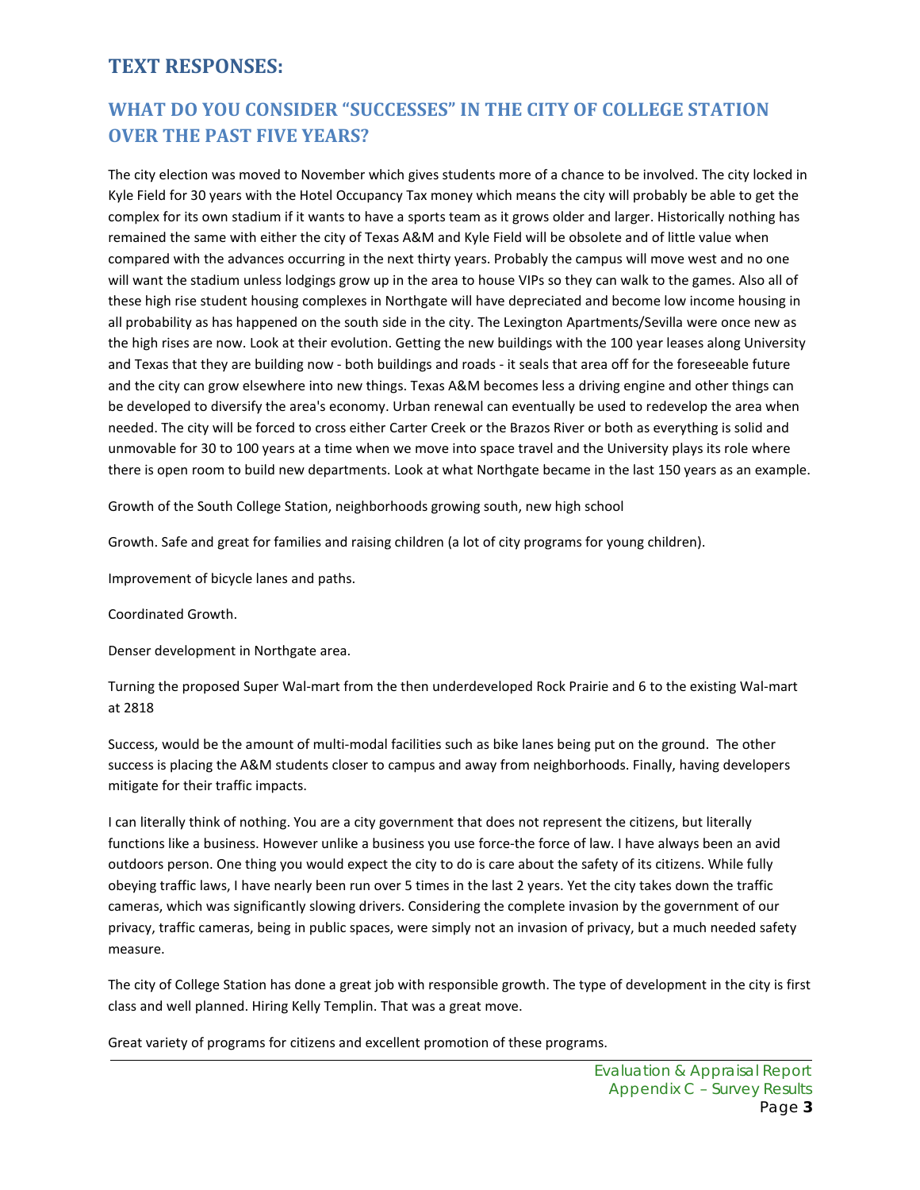# TEXT RESPONSES:

## WHAT DO YOU CONSIDER "SUCCESSES" IN THE CITY OF COLLEGE STATION OVER THE PAST FIVE YEARS?

The city election was moved to November which gives students more of a chance to be involved. The city locked in Kyle Field for 30 years with the Hotel Occupancy Tax money which means the city will probably be able to get the complex for its own stadium if it wants to have a sports team as it grows older and larger. Historically nothing has remained the same with either the city of Texas A&M and Kyle Field will be obsolete and of little value when compared with the advances occurring in the next thirty years. Probably the campus will move west and no one will want the stadium unless lodgings grow up in the area to house VIPs so they can walk to the games. Also all of these high rise student housing complexes in Northgate will have depreciated and become low income housing in all probability as has happened on the south side in the city. The Lexington Apartments/Sevilla were once new as the high rises are now. Look at their evolution. Getting the new buildings with the 100 year leases along University and Texas that they are building now - both buildings and roads - it seals that area off for the foreseeable future and the city can grow elsewhere into new things. Texas A&M becomes less a driving engine and other things can be developed to diversify the area's economy. Urban renewal can eventually be used to redevelop the area when needed. The city will be forced to cross either Carter Creek or the Brazos River or both as everything is solid and unmovable for 30 to 100 years at a time when we move into space travel and the University plays its role where there is open room to build new departments. Look at what Northgate became in the last 150 years as an example.

Growth of the South College Station, neighborhoods growing south, new high school

Growth. Safe and great for families and raising children (a lot of city programs for young children).

Improvement of bicycle lanes and paths.

Coordinated Growth.

Denser development in Northgate area.

Turning the proposed Super Wal-mart from the then underdeveloped Rock Prairie and 6 to the existing Wal-mart at 2818

Success, would be the amount of multi-modal facilities such as bike lanes being put on the ground. The other success is placing the A&M students closer to campus and away from neighborhoods. Finally, having developers mitigate for their traffic impacts.

I can literally think of nothing. You are a city government that does not represent the citizens, but literally functions like a business. However unlike a business you use force-the force of law. I have always been an avid outdoors person. One thing you would expect the city to do is care about the safety of its citizens. While fully obeying traffic laws, I have nearly been run over 5 times in the last 2 years. Yet the city takes down the traffic cameras, which was significantly slowing drivers. Considering the complete invasion by the government of our privacy, traffic cameras, being in public spaces, were simply not an invasion of privacy, but a much needed safety measure.

The city of College Station has done a great job with responsible growth. The type of development in the city is first class and well planned. Hiring Kelly Templin. That was a great move.

Great variety of programs for citizens and excellent promotion of these programs.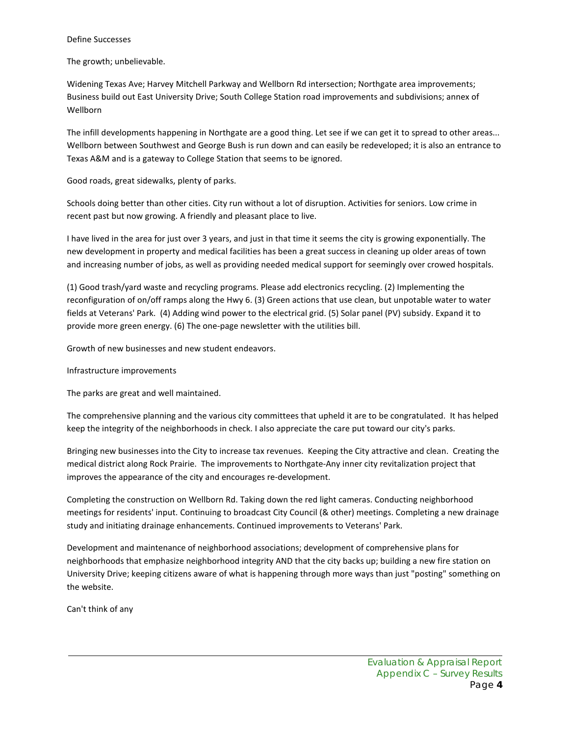Define Successes

The growth; unbelievable.

Widening Texas Ave; Harvey Mitchell Parkway and Wellborn Rd intersection; Northgate area improvements; Business build out East University Drive; South College Station road improvements and subdivisions; annex of Wellborn

The infill developments happening in Northgate are a good thing. Let see if we can get it to spread to other areas... Wellborn between Southwest and George Bush is run down and can easily be redeveloped; it is also an entrance to Texas A&M and is a gateway to College Station that seems to be ignored.

Good roads, great sidewalks, plenty of parks.

Schools doing better than other cities. City run without a lot of disruption. Activities for seniors. Low crime in recent past but now growing. A friendly and pleasant place to live.

I have lived in the area for just over 3 years, and just in that time it seems the city is growing exponentially. The new development in property and medical facilities has been a great success in cleaning up older areas of town and increasing number of jobs, as well as providing needed medical support for seemingly over crowed hospitals.

(1) Good trash/yard waste and recycling programs. Please add electronics recycling. (2) Implementing the reconfiguration of on/off ramps along the Hwy 6. (3) Green actions that use clean, but unpotable water to water fields at Veterans' Park. (4) Adding wind power to the electrical grid. (5) Solar panel (PV) subsidy. Expand it to provide more green energy. (6) The one-page newsletter with the utilities bill.

Growth of new businesses and new student endeavors.

Infrastructure improvements

The parks are great and well maintained.

The comprehensive planning and the various city committees that upheld it are to be congratulated. It has helped keep the integrity of the neighborhoods in check. I also appreciate the care put toward our city's parks.

Bringing new businesses into the City to increase tax revenues. Keeping the City attractive and clean. Creating the medical district along Rock Prairie. The improvements to Northgate-Any inner city revitalization project that improves the appearance of the city and encourages re-development.

Completing the construction on Wellborn Rd. Taking down the red light cameras. Conducting neighborhood meetings for residents' input. Continuing to broadcast City Council (& other) meetings. Completing a new drainage study and initiating drainage enhancements. Continued improvements to Veterans' Park.

Development and maintenance of neighborhood associations; development of comprehensive plans for neighborhoods that emphasize neighborhood integrity AND that the city backs up; building a new fire station on University Drive; keeping citizens aware of what is happening through more ways than just "posting" something on the website.

Can't think of any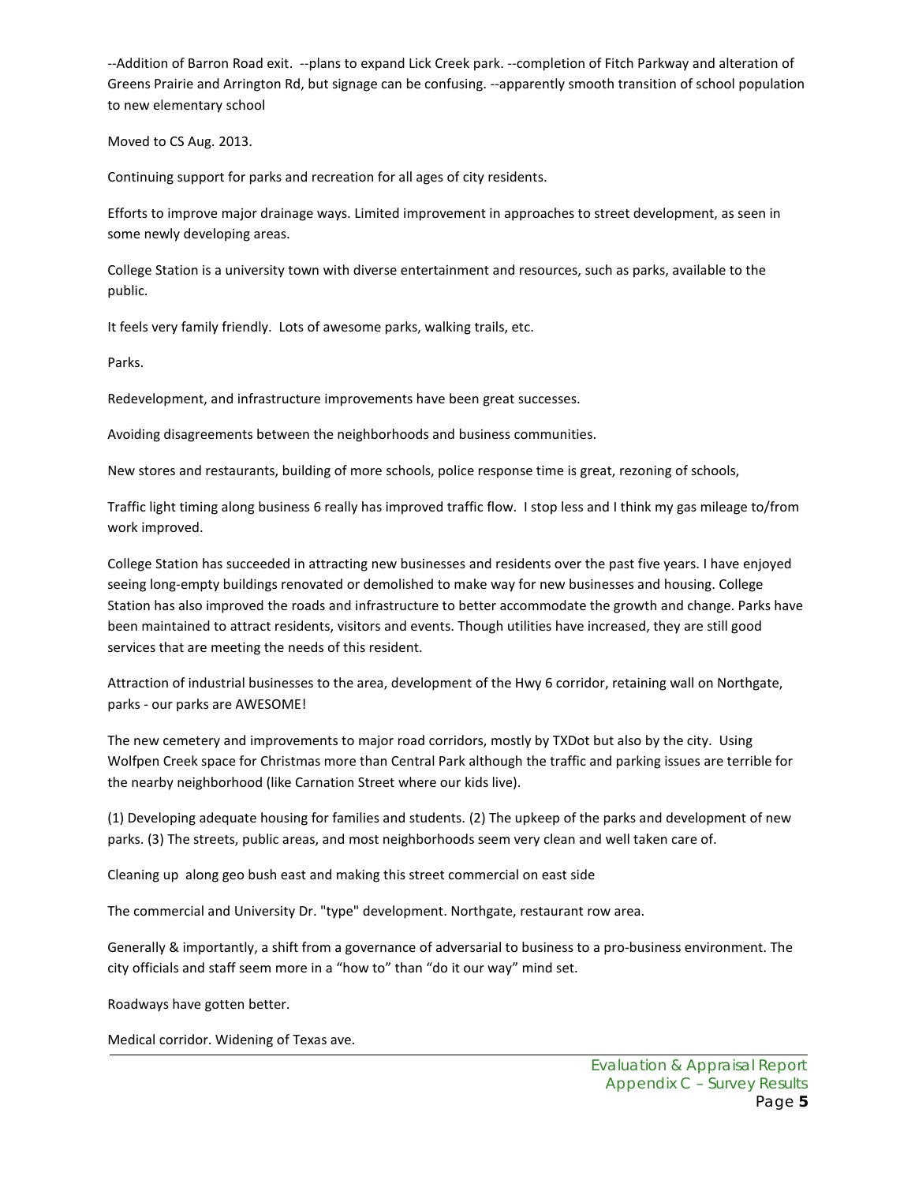--Addition of Barron Road exit. --plans to expand Lick Creek park. --completion of Fitch Parkway and alteration of Greens Prairie and Arrington Rd, but signage can be confusing. --apparently smooth transition of school population to new elementary school

Moved to CS Aug. 2013.

Continuing support for parks and recreation for all ages of city residents.

Efforts to improve major drainage ways. Limited improvement in approaches to street development, as seen in some newly developing areas.

College Station is a university town with diverse entertainment and resources, such as parks, available to the public.

It feels very family friendly. Lots of awesome parks, walking trails, etc.

Parks.

Redevelopment, and infrastructure improvements have been great successes.

Avoiding disagreements between the neighborhoods and business communities.

New stores and restaurants, building of more schools, police response time is great, rezoning of schools,

Traffic light timing along business 6 really has improved traffic flow. I stop less and I think my gas mileage to/from work improved.

College Station has succeeded in attracting new businesses and residents over the past five years. I have enjoyed seeing long-empty buildings renovated or demolished to make way for new businesses and housing. College Station has also improved the roads and infrastructure to better accommodate the growth and change. Parks have been maintained to attract residents, visitors and events. Though utilities have increased, they are still good services that are meeting the needs of this resident.

Attraction of industrial businesses to the area, development of the Hwy 6 corridor, retaining wall on Northgate, parks - our parks are AWESOME!

The new cemetery and improvements to major road corridors, mostly by TXDot but also by the city. Using Wolfpen Creek space for Christmas more than Central Park although the traffic and parking issues are terrible for the nearby neighborhood (like Carnation Street where our kids live).

(1) Developing adequate housing for families and students. (2) The upkeep of the parks and development of new parks. (3) The streets, public areas, and most neighborhoods seem very clean and well taken care of.

Cleaning up along geo bush east and making this street commercial on east side

The commercial and University Dr. "type" development. Northgate, restaurant row area.

Generally & importantly, a shift from a governance of adversarial to business to a pro-business environment. The city officials and staff seem more in a "how to" than "do it our way" mind set.

Roadways have gotten better.

Medical corridor. Widening of Texas ave.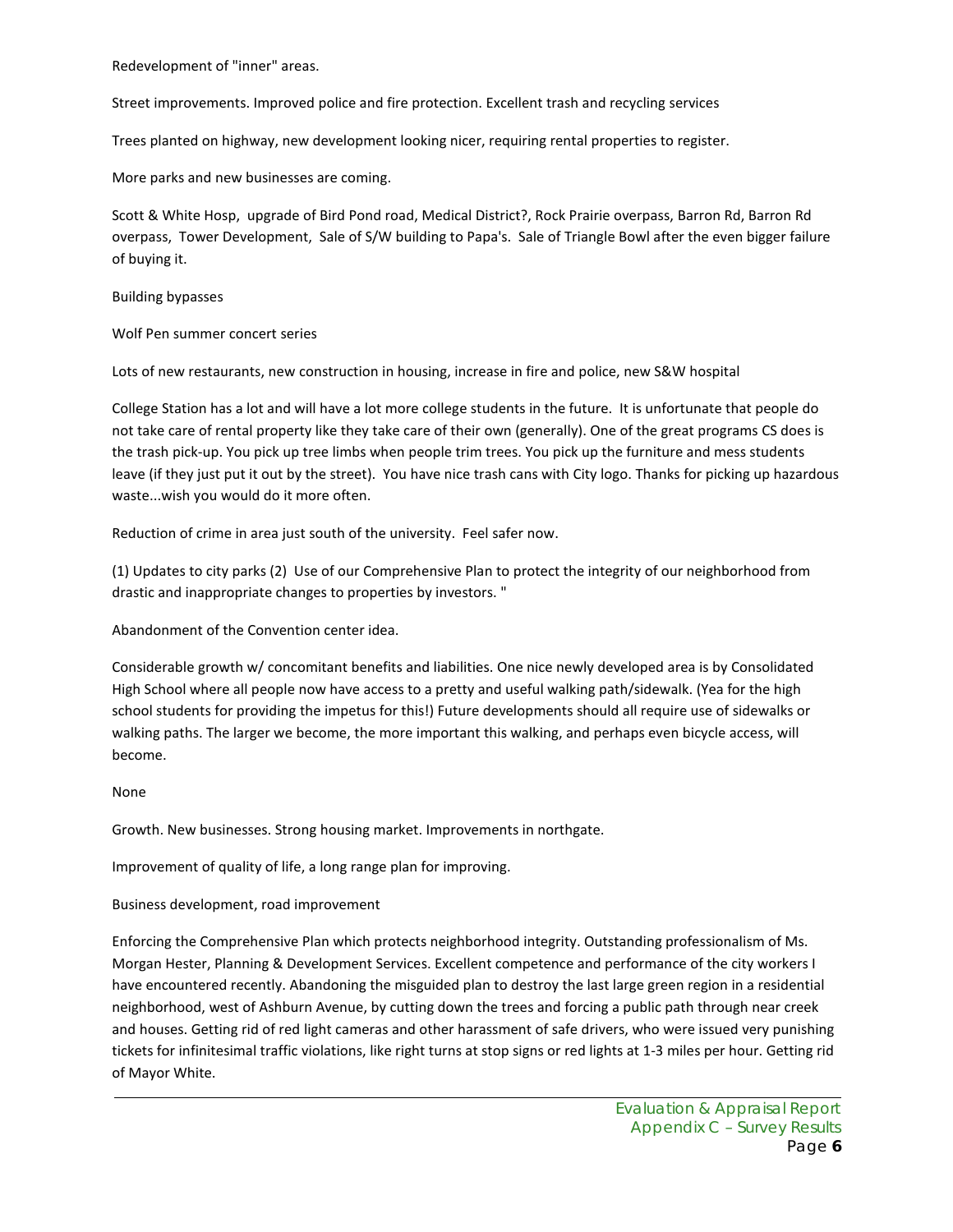Redevelopment of "inner" areas.

Street improvements. Improved police and fire protection. Excellent trash and recycling services

Trees planted on highway, new development looking nicer, requiring rental properties to register.

More parks and new businesses are coming.

Scott & White Hosp, upgrade of Bird Pond road, Medical District?, Rock Prairie overpass, Barron Rd, Barron Rd overpass, Tower Development, Sale of S/W building to Papa's. Sale of Triangle Bowl after the even bigger failure of buying it.

Building bypasses

Wolf Pen summer concert series

Lots of new restaurants, new construction in housing, increase in fire and police, new S&W hospital

College Station has a lot and will have a lot more college students in the future. It is unfortunate that people do not take care of rental property like they take care of their own (generally). One of the great programs CS does is the trash pick-up. You pick up tree limbs when people trim trees. You pick up the furniture and mess students leave (if they just put it out by the street). You have nice trash cans with City logo. Thanks for picking up hazardous waste...wish you would do it more often.

Reduction of crime in area just south of the university. Feel safer now.

(1) Updates to city parks (2) Use of our Comprehensive Plan to protect the integrity of our neighborhood from drastic and inappropriate changes to properties by investors. "

Abandonment of the Convention center idea.

Considerable growth w/ concomitant benefits and liabilities. One nice newly developed area is by Consolidated High School where all people now have access to a pretty and useful walking path/sidewalk. (Yea for the high school students for providing the impetus for this!) Future developments should all require use of sidewalks or walking paths. The larger we become, the more important this walking, and perhaps even bicycle access, will become.

None

Growth. New businesses. Strong housing market. Improvements in northgate.

Improvement of quality of life, a long range plan for improving.

Business development, road improvement

Enforcing the Comprehensive Plan which protects neighborhood integrity. Outstanding professionalism of Ms. Morgan Hester, Planning & Development Services. Excellent competence and performance of the city workers I have encountered recently. Abandoning the misguided plan to destroy the last large green region in a residential neighborhood, west of Ashburn Avenue, by cutting down the trees and forcing a public path through near creek and houses. Getting rid of red light cameras and other harassment of safe drivers, who were issued very punishing tickets for infinitesimal traffic violations, like right turns at stop signs or red lights at 1-3 miles per hour. Getting rid of Mayor White.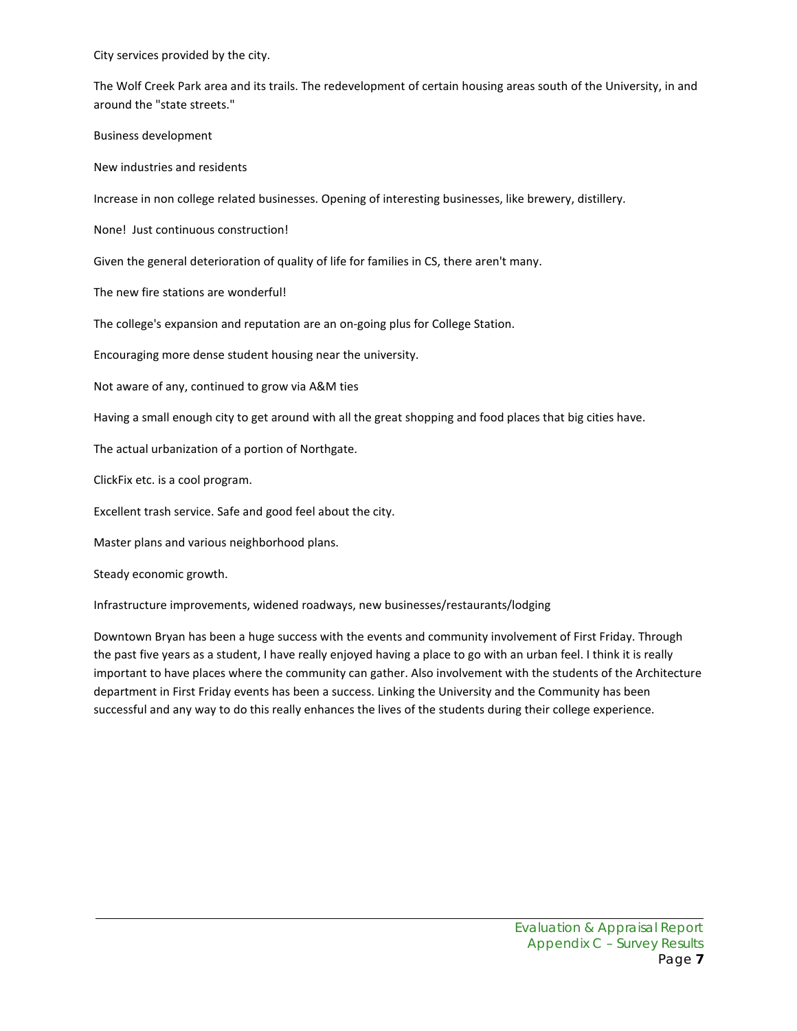City services provided by the city.

The Wolf Creek Park area and its trails. The redevelopment of certain housing areas south of the University, in and around the "state streets."

Business development

New industries and residents

Increase in non college related businesses. Opening of interesting businesses, like brewery, distillery.

None! Just continuous construction!

Given the general deterioration of quality of life for families in CS, there aren't many.

The new fire stations are wonderful!

The college's expansion and reputation are an on-going plus for College Station.

Encouraging more dense student housing near the university.

Not aware of any, continued to grow via A&M ties

Having a small enough city to get around with all the great shopping and food places that big cities have.

The actual urbanization of a portion of Northgate.

ClickFix etc. is a cool program.

Excellent trash service. Safe and good feel about the city.

Master plans and various neighborhood plans.

Steady economic growth.

Infrastructure improvements, widened roadways, new businesses/restaurants/lodging

Downtown Bryan has been a huge success with the events and community involvement of First Friday. Through the past five years as a student, I have really enjoyed having a place to go with an urban feel. I think it is really important to have places where the community can gather. Also involvement with the students of the Architecture department in First Friday events has been a success. Linking the University and the Community has been successful and any way to do this really enhances the lives of the students during their college experience.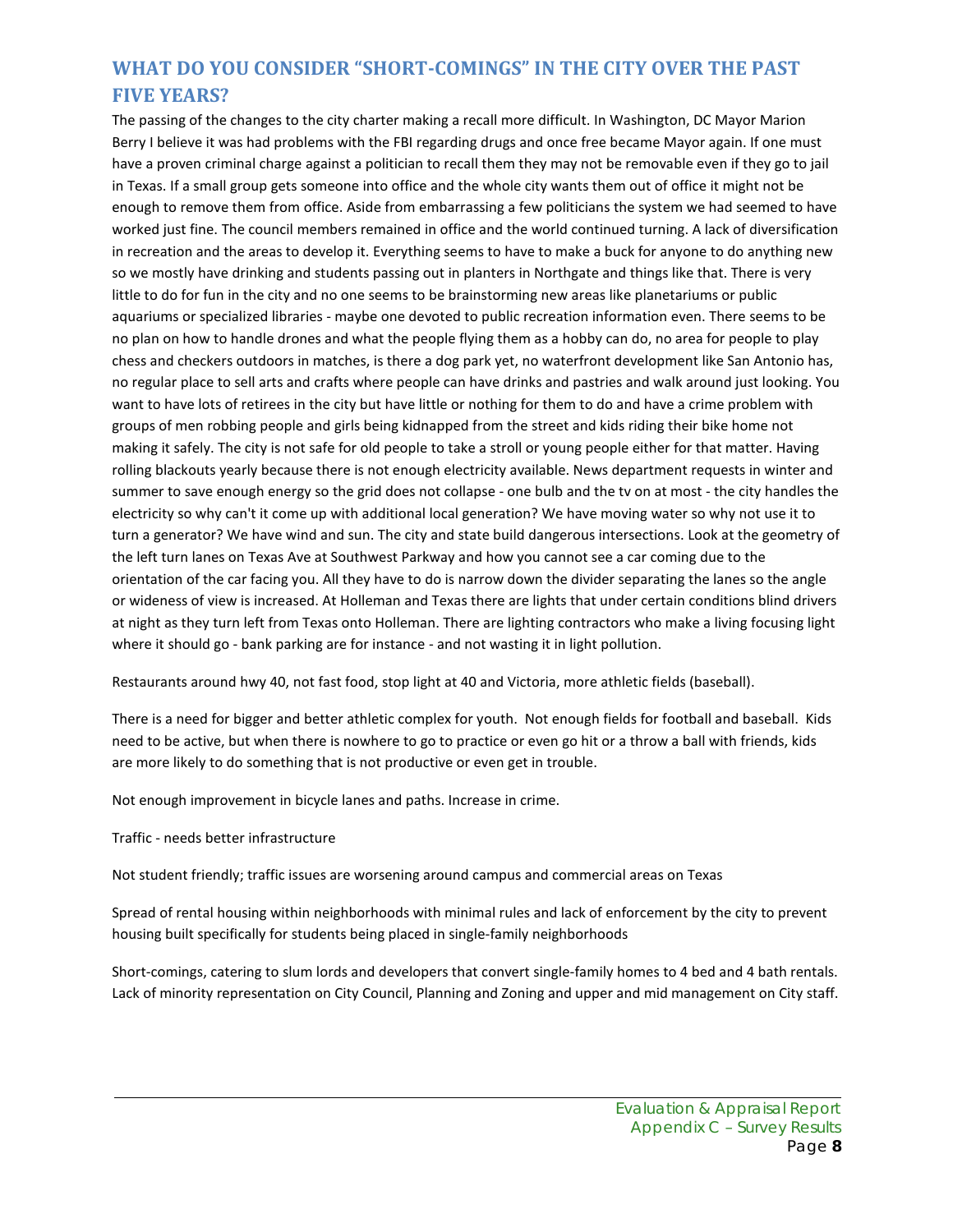## WHAT DO YOU CONSIDER "SHORT-COMINGS" IN THE CITY OVER THE PAST FIVE YEARS?

The passing of the changes to the city charter making a recall more difficult. In Washington, DC Mayor Marion Berry I believe it was had problems with the FBI regarding drugs and once free became Mayor again. If one must have a proven criminal charge against a politician to recall them they may not be removable even if they go to jail in Texas. If a small group gets someone into office and the whole city wants them out of office it might not be enough to remove them from office. Aside from embarrassing a few politicians the system we had seemed to have worked just fine. The council members remained in office and the world continued turning. A lack of diversification in recreation and the areas to develop it. Everything seems to have to make a buck for anyone to do anything new so we mostly have drinking and students passing out in planters in Northgate and things like that. There is very little to do for fun in the city and no one seems to be brainstorming new areas like planetariums or public aquariums or specialized libraries - maybe one devoted to public recreation information even. There seems to be no plan on how to handle drones and what the people flying them as a hobby can do, no area for people to play chess and checkers outdoors in matches, is there a dog park yet, no waterfront development like San Antonio has, no regular place to sell arts and crafts where people can have drinks and pastries and walk around just looking. You want to have lots of retirees in the city but have little or nothing for them to do and have a crime problem with groups of men robbing people and girls being kidnapped from the street and kids riding their bike home not making it safely. The city is not safe for old people to take a stroll or young people either for that matter. Having rolling blackouts yearly because there is not enough electricity available. News department requests in winter and summer to save enough energy so the grid does not collapse - one bulb and the tv on at most - the city handles the electricity so why can't it come up with additional local generation? We have moving water so why not use it to turn a generator? We have wind and sun. The city and state build dangerous intersections. Look at the geometry of the left turn lanes on Texas Ave at Southwest Parkway and how you cannot see a car coming due to the orientation of the car facing you. All they have to do is narrow down the divider separating the lanes so the angle or wideness of view is increased. At Holleman and Texas there are lights that under certain conditions blind drivers at night as they turn left from Texas onto Holleman. There are lighting contractors who make a living focusing light where it should go - bank parking are for instance - and not wasting it in light pollution.

Restaurants around hwy 40, not fast food, stop light at 40 and Victoria, more athletic fields (baseball).

There is a need for bigger and better athletic complex for youth. Not enough fields for football and baseball. Kids need to be active, but when there is nowhere to go to practice or even go hit or a throw a ball with friends, kids are more likely to do something that is not productive or even get in trouble.

Not enough improvement in bicycle lanes and paths. Increase in crime.

Traffic - needs better infrastructure

Not student friendly; traffic issues are worsening around campus and commercial areas on Texas

Spread of rental housing within neighborhoods with minimal rules and lack of enforcement by the city to prevent housing built specifically for students being placed in single-family neighborhoods

Short-comings, catering to slum lords and developers that convert single-family homes to 4 bed and 4 bath rentals. Lack of minority representation on City Council, Planning and Zoning and upper and mid management on City staff.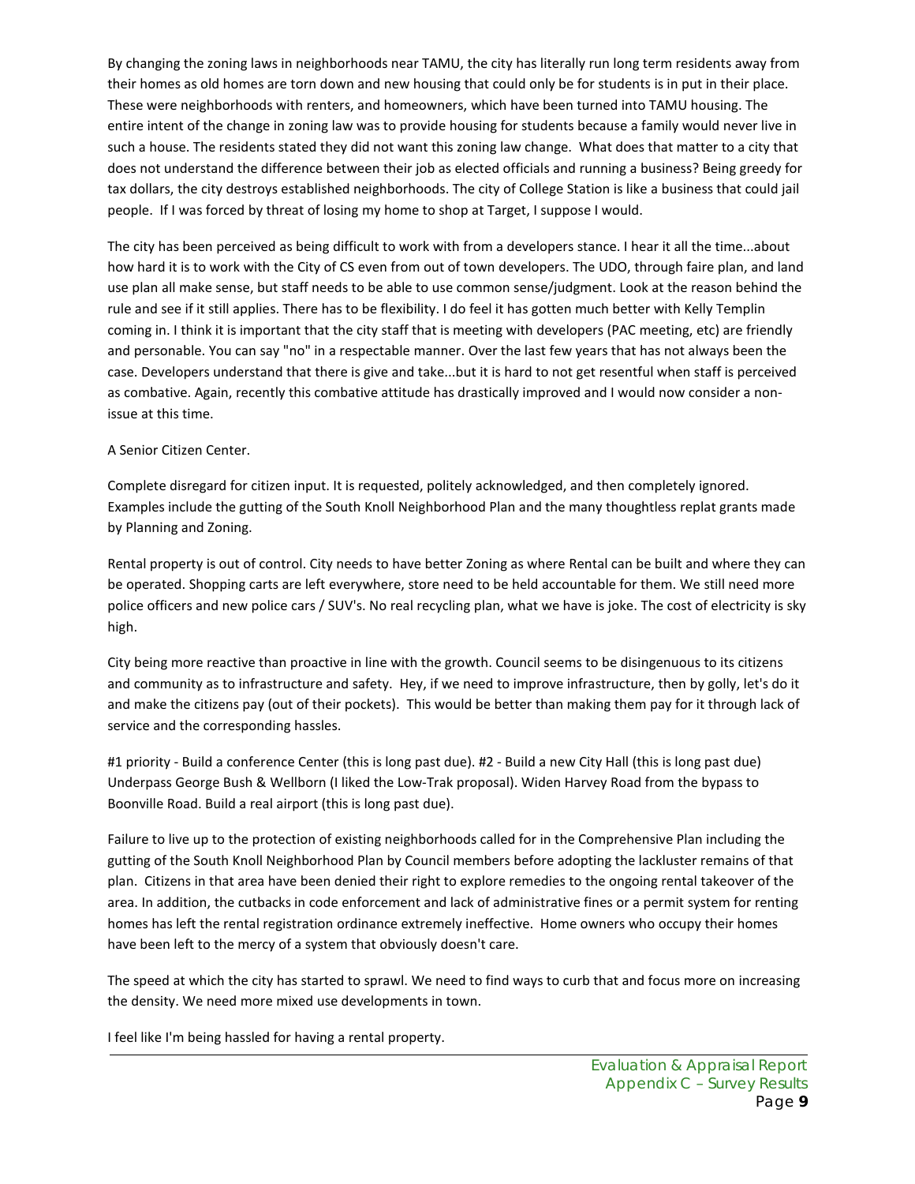By changing the zoning laws in neighborhoods near TAMU, the city has literally run long term residents away from their homes as old homes are torn down and new housing that could only be for students is in put in their place. These were neighborhoods with renters, and homeowners, which have been turned into TAMU housing. The entire intent of the change in zoning law was to provide housing for students because a family would never live in such a house. The residents stated they did not want this zoning law change. What does that matter to a city that does not understand the difference between their job as elected officials and running a business? Being greedy for tax dollars, the city destroys established neighborhoods. The city of College Station is like a business that could jail people. If I was forced by threat of losing my home to shop at Target, I suppose I would.

The city has been perceived as being difficult to work with from a developers stance. I hear it all the time...about how hard it is to work with the City of CS even from out of town developers. The UDO, through faire plan, and land use plan all make sense, but staff needs to be able to use common sense/judgment. Look at the reason behind the rule and see if it still applies. There has to be flexibility. I do feel it has gotten much better with Kelly Templin coming in. I think it is important that the city staff that is meeting with developers (PAC meeting, etc) are friendly and personable. You can say "no" in a respectable manner. Over the last few years that has not always been the case. Developers understand that there is give and take...but it is hard to not get resentful when staff is perceived as combative. Again, recently this combative attitude has drastically improved and I would now consider a non-issue at this time.

A Senior Citizen Center.

Complete disregard for citizen input. It is requested, politely acknowledged, and then completely ignored. Examples include the gutting of the South Knoll Neighborhood Plan and the many thoughtless replat grants made by Planning and Zoning.

Rental property is out of control. City needs to have better Zoning as where Rental can be built and where they can be operated. Shopping carts are left everywhere, store need to be held accountable for them. We still need more police officers and new police cars / SUV's. No real recycling plan, what we have is joke. The cost of electricity is sky high.

City being more reactive than proactive in line with the growth. Council seems to be disingenuous to its citizens and community as to infrastructure and safety. Hey, if we need to improve infrastructure, then by golly, let's do it and make the citizens pay (out of their pockets). This would be better than making them pay for it through lack of service and the corresponding hassles.

#1 priority - Build a conference Center (this is long past due). #2 - Build a new City Hall (this is long past due) Underpass George Bush & Wellborn (I liked the Low-Trak proposal). Widen Harvey Road from the bypass to Boonville Road. Build a real airport (this is long past due).

Failure to live up to the protection of existing neighborhoods called for in the Comprehensive Plan including the gutting of the South Knoll Neighborhood Plan by Council members before adopting the lackluster remains of that plan. Citizens in that area have been denied their right to explore remedies to the ongoing rental takeover of the area. In addition, the cutbacks in code enforcement and lack of administrative fines or a permit system for renting homes has left the rental registration ordinance extremely ineffective. Home owners who occupy their homes have been left to the mercy of a system that obviously doesn't care.

The speed at which the city has started to sprawl. We need to find ways to curb that and focus more on increasing the density. We need more mixed use developments in town.

I feel like I'm being hassled for having a rental property.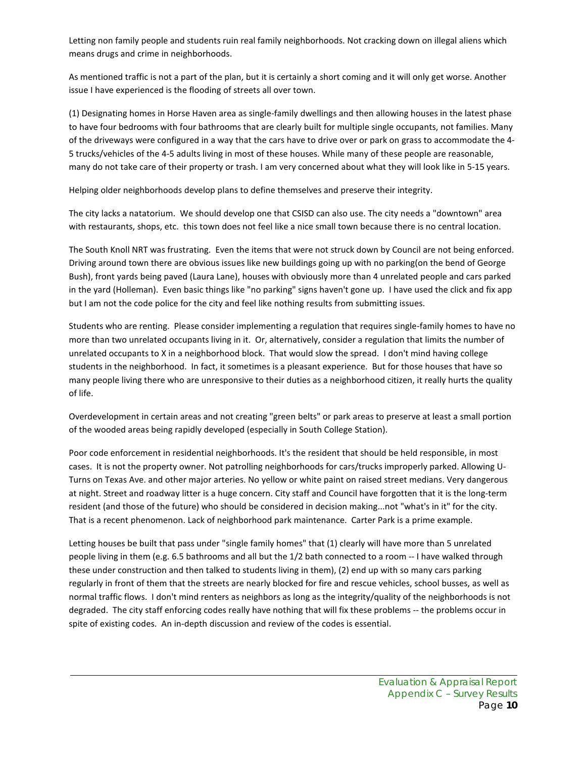Letting non family people and students ruin real family neighborhoods. Not cracking down on illegal aliens which means drugs and crime in neighborhoods.

As mentioned traffic is not a part of the plan, but it is certainly a short coming and it will only get worse. Another issue I have experienced is the flooding of streets all over town.

(1) Designating homes in Horse Haven area as single-family dwellings and then allowing houses in the latest phase to have four bedrooms with four bathrooms that are clearly built for multiple single occupants, not families. Many of the driveways were configured in a way that the cars have to drive over or park on grass to accommodate the 4-5 trucks/vehicles of the 4-5 adults living in most of these houses. While many of these people are reasonable, many do not take care of their property or trash. I am very concerned about what they will look like in 5-15 years.

Helping older neighborhoods develop plans to define themselves and preserve their integrity.

The city lacks a natatorium. We should develop one that CSISD can also use. The city needs a "downtown" area with restaurants, shops, etc. this town does not feel like a nice small town because there is no central location.

The South Knoll NRT was frustrating. Even the items that were not struck down by Council are not being enforced. Driving around town there are obvious issues like new buildings going up with no parking(on the bend of George Bush), front yards being paved (Laura Lane), houses with obviously more than 4 unrelated people and cars parked in the yard (Holleman). Even basic things like "no parking" signs haven't gone up. I have used the click and fix app but I am not the code police for the city and feel like nothing results from submitting issues.

Students who are renting. Please consider implementing a regulation that requires single-family homes to have no more than two unrelated occupants living in it. Or, alternatively, consider a regulation that limits the number of unrelated occupants to X in a neighborhood block. That would slow the spread. I don't mind having college students in the neighborhood. In fact, it sometimes is a pleasant experience. But for those houses that have so many people living there who are unresponsive to their duties as a neighborhood citizen, it really hurts the quality of life.

Overdevelopment in certain areas and not creating "green belts" or park areas to preserve at least a small portion of the wooded areas being rapidly developed (especially in South College Station).

Poor code enforcement in residential neighborhoods. It's the resident that should be held responsible, in most cases. It is not the property owner. Not patrolling neighborhoods for cars/trucks improperly parked. Allowing U-Turns on Texas Ave. and other major arteries. No yellow or white paint on raised street medians. Very dangerous at night. Street and roadway litter is a huge concern. City staff and Council have forgotten that it is the long-term resident (and those of the future) who should be considered in decision making...not "what's in it" for the city. That is a recent phenomenon. Lack of neighborhood park maintenance. Carter Park is a prime example.

Letting houses be built that pass under "single family homes" that (1) clearly will have more than 5 unrelated people living in them (e.g. 6.5 bathrooms and all but the 1/2 bath connected to a room -- I have walked through these under construction and then talked to students living in them), (2) end up with so many cars parking regularly in front of them that the streets are nearly blocked for fire and rescue vehicles, school busses, as well as normal traffic flows. I don't mind renters as neighbors as long as the integrity/quality of the neighborhoods is not degraded. The city staff enforcing codes really have nothing that will fix these problems -- the problems occur in spite of existing codes. An in-depth discussion and review of the codes is essential.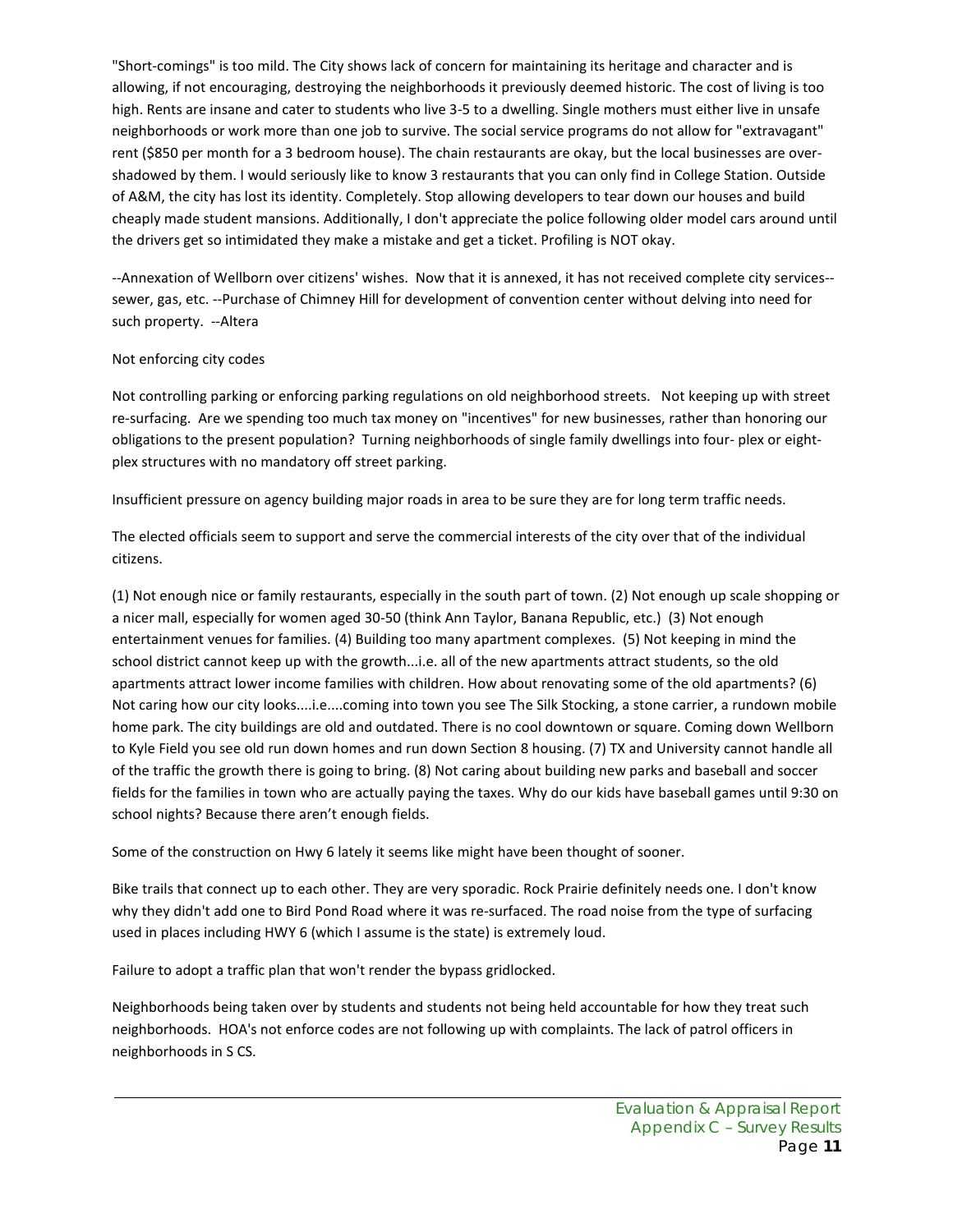"Short-comings" is too mild. The City shows lack of concern for maintaining its heritage and character and is allowing, if not encouraging, destroying the neighborhoods it previously deemed historic. The cost of living is too high. Rents are insane and cater to students who live 3-5 to a dwelling. Single mothers must either live in unsafe neighborhoods or work more than one job to survive. The social service programs do not allow for "extravagant" rent ($850 per month for a 3 bedroom house). The chain restaurants are okay, but the local businesses are over-shadowed by them. I would seriously like to know 3 restaurants that you can only find in College Station. Outside of A&M, the city has lost its identity. Completely. Stop allowing developers to tear down our houses and build cheaply made student mansions. Additionally, I don't appreciate the police following older model cars around until the drivers get so intimidated they make a mistake and get a ticket. Profiling is NOT okay.

--Annexation of Wellborn over citizens' wishes. Now that it is annexed, it has not received complete city services--sewer, gas, etc. --Purchase of Chimney Hill for development of convention center without delving into need for such property. --Altera

Not enforcing city codes

Not controlling parking or enforcing parking regulations on old neighborhood streets. Not keeping up with street re-surfacing. Are we spending too much tax money on "incentives" for new businesses, rather than honoring our obligations to the present population? Turning neighborhoods of single family dwellings into four- plex or eight-plex structures with no mandatory off street parking.

Insufficient pressure on agency building major roads in area to be sure they are for long term traffic needs.

The elected officials seem to support and serve the commercial interests of the city over that of the individual citizens.

(1) Not enough nice or family restaurants, especially in the south part of town. (2) Not enough up scale shopping or a nicer mall, especially for women aged 30-50 (think Ann Taylor, Banana Republic, etc.) (3) Not enough entertainment venues for families. (4) Building too many apartment complexes. (5) Not keeping in mind the school district cannot keep up with the growth...i.e. all of the new apartments attract students, so the old apartments attract lower income families with children. How about renovating some of the old apartments? (6) Not caring how our city looks....i.e....coming into town you see The Silk Stocking, a stone carrier, a rundown mobile home park. The city buildings are old and outdated. There is no cool downtown or square. Coming down Wellborn to Kyle Field you see old run down homes and run down Section 8 housing. (7) TX and University cannot handle all of the traffic the growth there is going to bring. (8) Not caring about building new parks and baseball and soccer fields for the families in town who are actually paying the taxes. Why do our kids have baseball games until 9:30 on school nights? Because there aren't enough fields.

Some of the construction on Hwy 6 lately it seems like might have been thought of sooner.

Bike trails that connect up to each other. They are very sporadic. Rock Prairie definitely needs one. I don't know why they didn't add one to Bird Pond Road where it was re-surfaced. The road noise from the type of surfacing used in places including HWY 6 (which I assume is the state) is extremely loud.

Failure to adopt a traffic plan that won't render the bypass gridlocked.

Neighborhoods being taken over by students and students not being held accountable for how they treat such neighborhoods. HOA's not enforce codes are not following up with complaints. The lack of patrol officers in neighborhoods in S CS.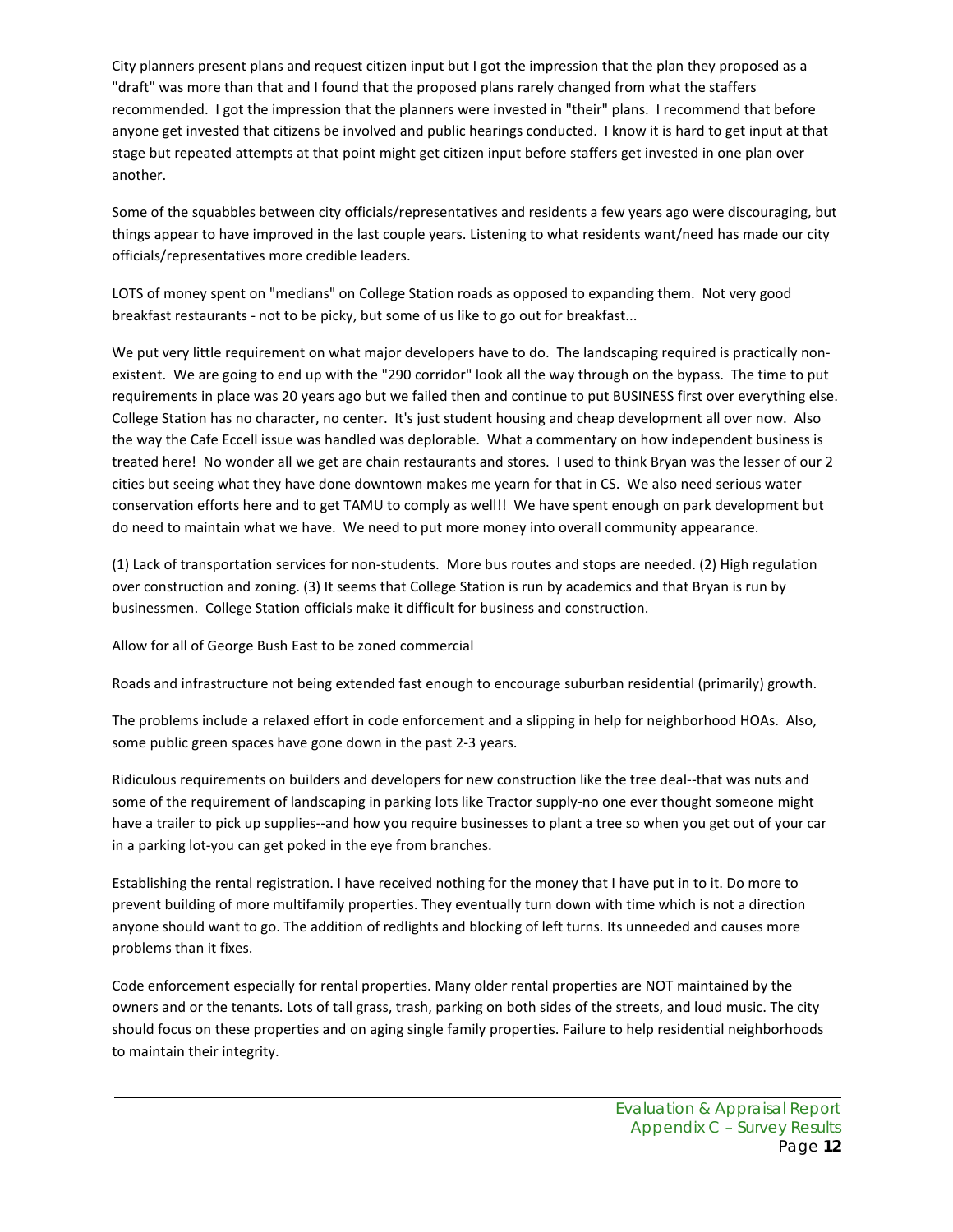City planners present plans and request citizen input but I got the impression that the plan they proposed as a "draft" was more than that and I found that the proposed plans rarely changed from what the staffers recommended. I got the impression that the planners were invested in "their" plans. I recommend that before anyone get invested that citizens be involved and public hearings conducted. I know it is hard to get input at that stage but repeated attempts at that point might get citizen input before staffers get invested in one plan over another.

Some of the squabbles between city officials/representatives and residents a few years ago were discouraging, but things appear to have improved in the last couple years. Listening to what residents want/need has made our city officials/representatives more credible leaders.

LOTS of money spent on "medians" on College Station roads as opposed to expanding them. Not very good breakfast restaurants - not to be picky, but some of us like to go out for breakfast...

We put very little requirement on what major developers have to do. The landscaping required is practically non-existent. We are going to end up with the "290 corridor" look all the way through on the bypass. The time to put requirements in place was 20 years ago but we failed then and continue to put BUSINESS first over everything else. College Station has no character, no center. It's just student housing and cheap development all over now. Also the way the Cafe Eccell issue was handled was deplorable. What a commentary on how independent business is treated here! No wonder all we get are chain restaurants and stores. I used to think Bryan was the lesser of our 2 cities but seeing what they have done downtown makes me yearn for that in CS. We also need serious water conservation efforts here and to get TAMU to comply as well!! We have spent enough on park development but do need to maintain what we have. We need to put more money into overall community appearance.

(1) Lack of transportation services for non-students. More bus routes and stops are needed. (2) High regulation over construction and zoning. (3) It seems that College Station is run by academics and that Bryan is run by businessmen. College Station officials make it difficult for business and construction.

Allow for all of George Bush East to be zoned commercial

Roads and infrastructure not being extended fast enough to encourage suburban residential (primarily) growth.

The problems include a relaxed effort in code enforcement and a slipping in help for neighborhood HOAs. Also, some public green spaces have gone down in the past 2-3 years.

Ridiculous requirements on builders and developers for new construction like the tree deal--that was nuts and some of the requirement of landscaping in parking lots like Tractor supply-no one ever thought someone might have a trailer to pick up supplies--and how you require businesses to plant a tree so when you get out of your car in a parking lot-you can get poked in the eye from branches.

Establishing the rental registration. I have received nothing for the money that I have put in to it. Do more to prevent building of more multifamily properties. They eventually turn down with time which is not a direction anyone should want to go. The addition of redlights and blocking of left turns. Its unneeded and causes more problems than it fixes.

Code enforcement especially for rental properties. Many older rental properties are NOT maintained by the owners and or the tenants. Lots of tall grass, trash, parking on both sides of the streets, and loud music. The city should focus on these properties and on aging single family properties. Failure to help residential neighborhoods to maintain their integrity.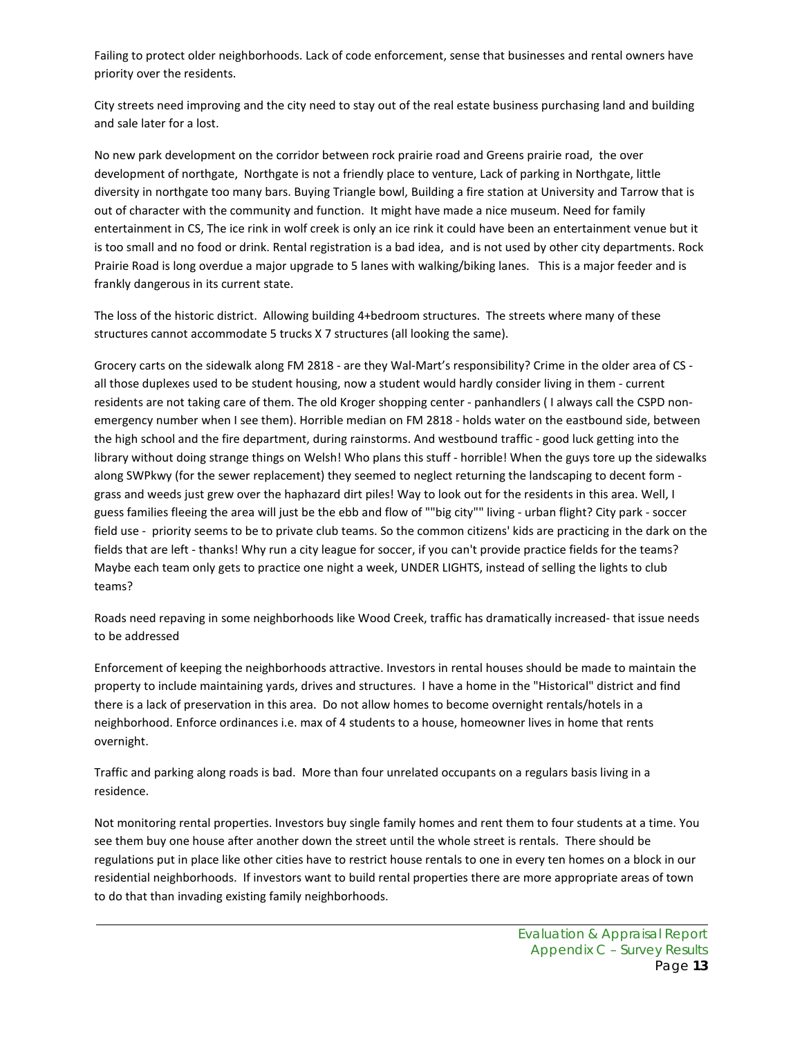Failing to protect older neighborhoods. Lack of code enforcement, sense that businesses and rental owners have priority over the residents.

City streets need improving and the city need to stay out of the real estate business purchasing land and building and sale later for a lost.

No new park development on the corridor between rock prairie road and Greens prairie road, the over development of northgate, Northgate is not a friendly place to venture, Lack of parking in Northgate, little diversity in northgate too many bars. Buying Triangle bowl, Building a fire station at University and Tarrow that is out of character with the community and function. It might have made a nice museum. Need for family entertainment in CS, The ice rink in wolf creek is only an ice rink it could have been an entertainment venue but it is too small and no food or drink. Rental registration is a bad idea, and is not used by other city departments. Rock Prairie Road is long overdue a major upgrade to 5 lanes with walking/biking lanes. This is a major feeder and is frankly dangerous in its current state.

The loss of the historic district. Allowing building 4+bedroom structures. The streets where many of these structures cannot accommodate 5 trucks X 7 structures (all looking the same).

Grocery carts on the sidewalk along FM 2818 - are they Wal-Mart's responsibility? Crime in the older area of CS - all those duplexes used to be student housing, now a student would hardly consider living in them - current residents are not taking care of them. The old Kroger shopping center - panhandlers ( I always call the CSPD non-emergency number when I see them). Horrible median on FM 2818 - holds water on the eastbound side, between the high school and the fire department, during rainstorms. And westbound traffic - good luck getting into the library without doing strange things on Welsh! Who plans this stuff - horrible! When the guys tore up the sidewalks along SWPkwy (for the sewer replacement) they seemed to neglect returning the landscaping to decent form - grass and weeds just grew over the haphazard dirt piles! Way to look out for the residents in this area. Well, I guess families fleeing the area will just be the ebb and flow of ""big city"" living - urban flight? City park - soccer field use - priority seems to be to private club teams. So the common citizens' kids are practicing in the dark on the fields that are left - thanks! Why run a city league for soccer, if you can't provide practice fields for the teams? Maybe each team only gets to practice one night a week, UNDER LIGHTS, instead of selling the lights to club teams?

Roads need repaving in some neighborhoods like Wood Creek, traffic has dramatically increased- that issue needs to be addressed

Enforcement of keeping the neighborhoods attractive. Investors in rental houses should be made to maintain the property to include maintaining yards, drives and structures. I have a home in the "Historical" district and find there is a lack of preservation in this area. Do not allow homes to become overnight rentals/hotels in a neighborhood. Enforce ordinances i.e. max of 4 students to a house, homeowner lives in home that rents overnight.

Traffic and parking along roads is bad. More than four unrelated occupants on a regulars basis living in a residence.

Not monitoring rental properties. Investors buy single family homes and rent them to four students at a time. You see them buy one house after another down the street until the whole street is rentals. There should be regulations put in place like other cities have to restrict house rentals to one in every ten homes on a block in our residential neighborhoods. If investors want to build rental properties there are more appropriate areas of town to do that than invading existing family neighborhoods.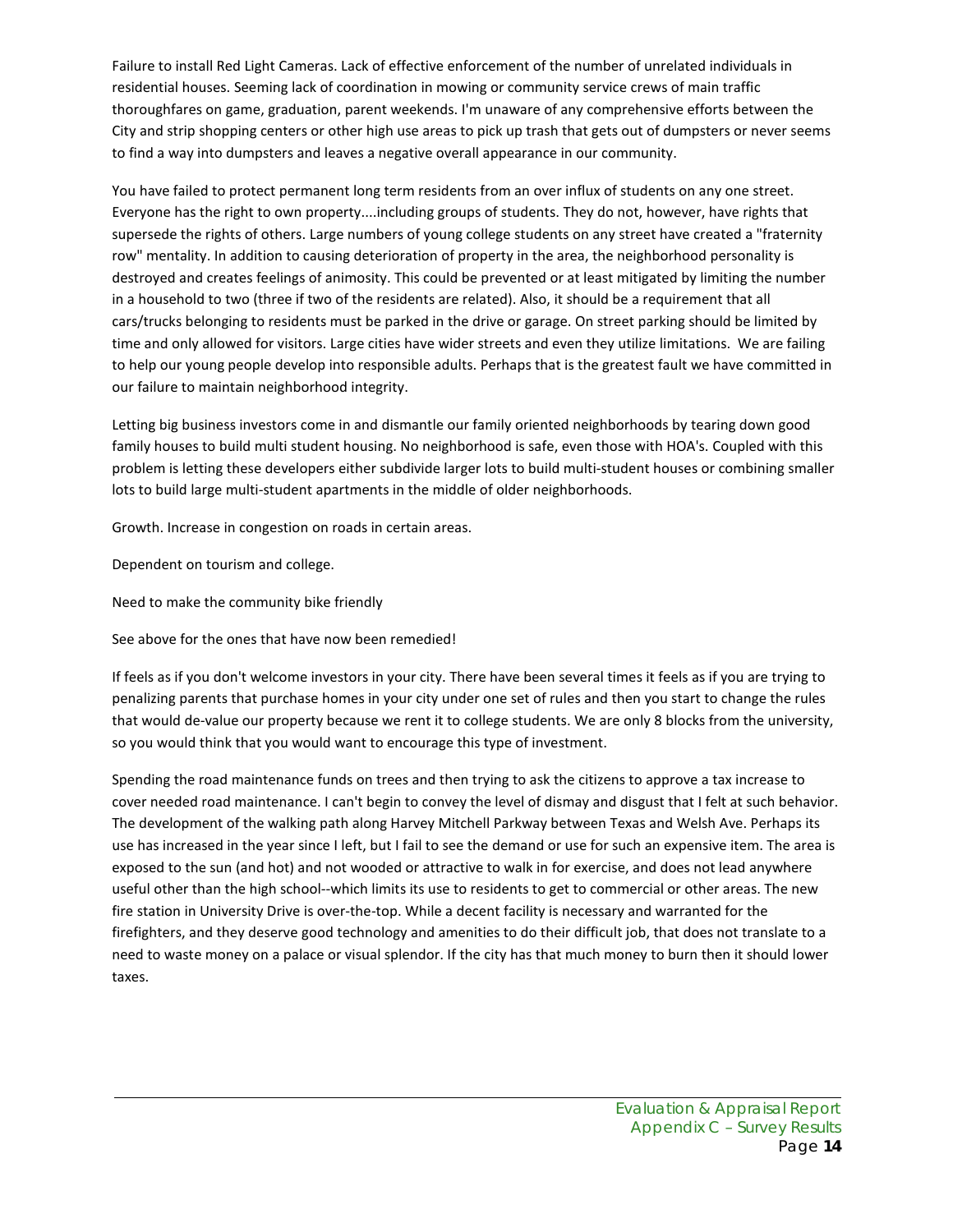Failure to install Red Light Cameras. Lack of effective enforcement of the number of unrelated individuals in residential houses. Seeming lack of coordination in mowing or community service crews of main traffic thoroughfares on game, graduation, parent weekends. I'm unaware of any comprehensive efforts between the City and strip shopping centers or other high use areas to pick up trash that gets out of dumpsters or never seems to find a way into dumpsters and leaves a negative overall appearance in our community.

You have failed to protect permanent long term residents from an over influx of students on any one street. Everyone has the right to own property....including groups of students. They do not, however, have rights that supersede the rights of others. Large numbers of young college students on any street have created a "fraternity row" mentality. In addition to causing deterioration of property in the area, the neighborhood personality is destroyed and creates feelings of animosity. This could be prevented or at least mitigated by limiting the number in a household to two (three if two of the residents are related). Also, it should be a requirement that all cars/trucks belonging to residents must be parked in the drive or garage. On street parking should be limited by time and only allowed for visitors. Large cities have wider streets and even they utilize limitations. We are failing to help our young people develop into responsible adults. Perhaps that is the greatest fault we have committed in our failure to maintain neighborhood integrity.

Letting big business investors come in and dismantle our family oriented neighborhoods by tearing down good family houses to build multi student housing. No neighborhood is safe, even those with HOA's. Coupled with this problem is letting these developers either subdivide larger lots to build multi-student houses or combining smaller lots to build large multi-student apartments in the middle of older neighborhoods.

Growth. Increase in congestion on roads in certain areas.

Dependent on tourism and college.

Need to make the community bike friendly

See above for the ones that have now been remedied!

If feels as if you don't welcome investors in your city. There have been several times it feels as if you are trying to penalizing parents that purchase homes in your city under one set of rules and then you start to change the rules that would de-value our property because we rent it to college students. We are only 8 blocks from the university, so you would think that you would want to encourage this type of investment.

Spending the road maintenance funds on trees and then trying to ask the citizens to approve a tax increase to cover needed road maintenance. I can't begin to convey the level of dismay and disgust that I felt at such behavior. The development of the walking path along Harvey Mitchell Parkway between Texas and Welsh Ave. Perhaps its use has increased in the year since I left, but I fail to see the demand or use for such an expensive item. The area is exposed to the sun (and hot) and not wooded or attractive to walk in for exercise, and does not lead anywhere useful other than the high school--which limits its use to residents to get to commercial or other areas. The new fire station in University Drive is over-the-top. While a decent facility is necessary and warranted for the firefighters, and they deserve good technology and amenities to do their difficult job, that does not translate to a need to waste money on a palace or visual splendor. If the city has that much money to burn then it should lower taxes.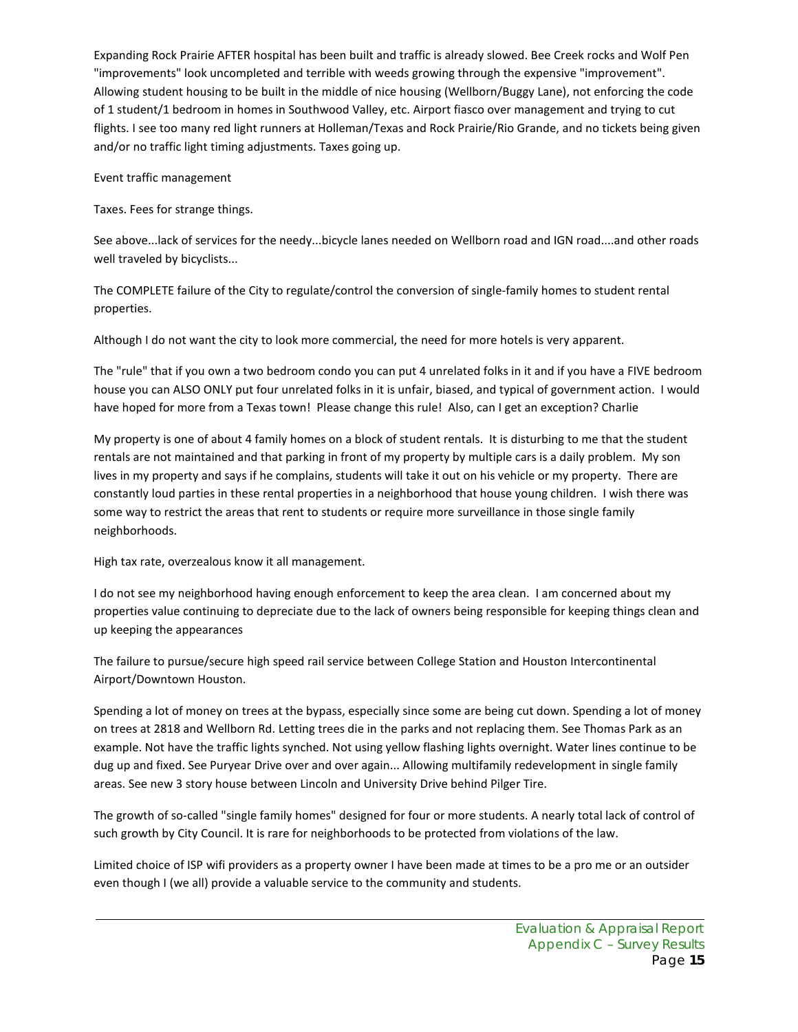Expanding Rock Prairie AFTER hospital has been built and traffic is already slowed. Bee Creek rocks and Wolf Pen "improvements" look uncompleted and terrible with weeds growing through the expensive "improvement". Allowing student housing to be built in the middle of nice housing (Wellborn/Buggy Lane), not enforcing the code of 1 student/1 bedroom in homes in Southwood Valley, etc. Airport fiasco over management and trying to cut flights. I see too many red light runners at Holleman/Texas and Rock Prairie/Rio Grande, and no tickets being given and/or no traffic light timing adjustments. Taxes going up.

Event traffic management

Taxes. Fees for strange things.

See above...lack of services for the needy...bicycle lanes needed on Wellborn road and IGN road....and other roads well traveled by bicyclists...

The COMPLETE failure of the City to regulate/control the conversion of single-family homes to student rental properties.

Although I do not want the city to look more commercial, the need for more hotels is very apparent.

The "rule" that if you own a two bedroom condo you can put 4 unrelated folks in it and if you have a FIVE bedroom house you can ALSO ONLY put four unrelated folks in it is unfair, biased, and typical of government action. I would have hoped for more from a Texas town! Please change this rule! Also, can I get an exception? Charlie

My property is one of about 4 family homes on a block of student rentals. It is disturbing to me that the student rentals are not maintained and that parking in front of my property by multiple cars is a daily problem. My son lives in my property and says if he complains, students will take it out on his vehicle or my property. There are constantly loud parties in these rental properties in a neighborhood that house young children. I wish there was some way to restrict the areas that rent to students or require more surveillance in those single family neighborhoods.

High tax rate, overzealous know it all management.

I do not see my neighborhood having enough enforcement to keep the area clean. I am concerned about my properties value continuing to depreciate due to the lack of owners being responsible for keeping things clean and up keeping the appearances

The failure to pursue/secure high speed rail service between College Station and Houston Intercontinental Airport/Downtown Houston.

Spending a lot of money on trees at the bypass, especially since some are being cut down. Spending a lot of money on trees at 2818 and Wellborn Rd. Letting trees die in the parks and not replacing them. See Thomas Park as an example. Not have the traffic lights synched. Not using yellow flashing lights overnight. Water lines continue to be dug up and fixed. See Puryear Drive over and over again... Allowing multifamily redevelopment in single family areas. See new 3 story house between Lincoln and University Drive behind Pilger Tire.

The growth of so-called "single family homes" designed for four or more students. A nearly total lack of control of such growth by City Council. It is rare for neighborhoods to be protected from violations of the law.

Limited choice of ISP wifi providers as a property owner I have been made at times to be a pro me or an outsider even though I (we all) provide a valuable service to the community and students.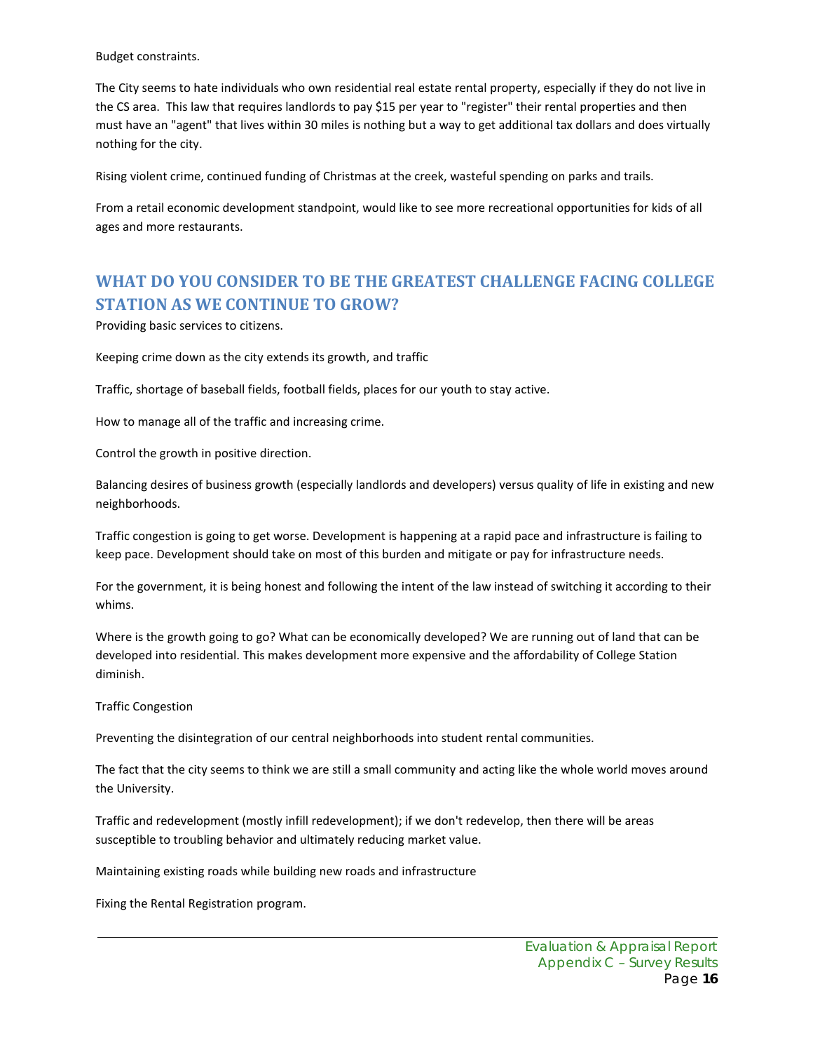Budget constraints.

The City seems to hate individuals who own residential real estate rental property, especially if they do not live in the CS area.  This law that requires landlords to pay $15 per year to "register" their rental properties and then must have an "agent" that lives within 30 miles is nothing but a way to get additional tax dollars and does virtually nothing for the city.

Rising violent crime, continued funding of Christmas at the creek, wasteful spending on parks and trails.

From a retail economic development standpoint, would like to see more recreational opportunities for kids of all ages and more restaurants.

## WHAT DO YOU CONSIDER TO BE THE GREATEST CHALLENGE FACING COLLEGE STATION AS WE CONTINUE TO GROW?

Providing basic services to citizens.

Keeping crime down as the city extends its growth, and traffic

Traffic, shortage of baseball fields, football fields, places for our youth to stay active.

How to manage all of the traffic and increasing crime.

Control the growth in positive direction.

Balancing desires of business growth (especially landlords and developers) versus quality of life in existing and new neighborhoods.

Traffic congestion is going to get worse. Development is happening at a rapid pace and infrastructure is failing to keep pace. Development should take on most of this burden and mitigate or pay for infrastructure needs.

For the government, it is being honest and following the intent of the law instead of switching it according to their whims.

Where is the growth going to go? What can be economically developed? We are running out of land that can be developed into residential. This makes development more expensive and the affordability of College Station diminish.

Traffic Congestion

Preventing the disintegration of our central neighborhoods into student rental communities.

The fact that the city seems to think we are still a small community and acting like the whole world moves around the University.

Traffic and redevelopment (mostly infill redevelopment); if we don't redevelop, then there will be areas susceptible to troubling behavior and ultimately reducing market value.

Maintaining existing roads while building new roads and infrastructure

Fixing the Rental Registration program.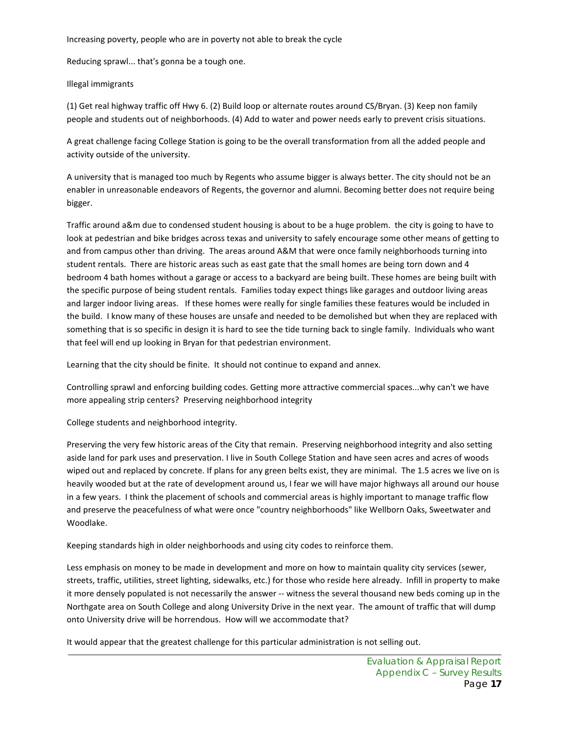Increasing poverty, people who are in poverty not able to break the cycle

Reducing sprawl... that's gonna be a tough one.

Illegal immigrants

(1) Get real highway traffic off Hwy 6. (2) Build loop or alternate routes around CS/Bryan. (3) Keep non family people and students out of neighborhoods. (4) Add to water and power needs early to prevent crisis situations.

A great challenge facing College Station is going to be the overall transformation from all the added people and activity outside of the university.

A university that is managed too much by Regents who assume bigger is always better. The city should not be an enabler in unreasonable endeavors of Regents, the governor and alumni. Becoming better does not require being bigger.

Traffic around a&m due to condensed student housing is about to be a huge problem.  the city is going to have to look at pedestrian and bike bridges across texas and university to safely encourage some other means of getting to and from campus other than driving.  The areas around A&M that were once family neighborhoods turning into student rentals.  There are historic areas such as east gate that the small homes are being torn down and 4 bedroom 4 bath homes without a garage or access to a backyard are being built. These homes are being built with the specific purpose of being student rentals.  Families today expect things like garages and outdoor living areas and larger indoor living areas.   If these homes were really for single families these features would be included in the build.  I know many of these houses are unsafe and needed to be demolished but when they are replaced with something that is so specific in design it is hard to see the tide turning back to single family.  Individuals who want that feel will end up looking in Bryan for that pedestrian environment.

Learning that the city should be finite.  It should not continue to expand and annex.

Controlling sprawl and enforcing building codes. Getting more attractive commercial spaces...why can't we have more appealing strip centers?  Preserving neighborhood integrity

College students and neighborhood integrity.

Preserving the very few historic areas of the City that remain.  Preserving neighborhood integrity and also setting aside land for park uses and preservation. I live in South College Station and have seen acres and acres of woods wiped out and replaced by concrete. If plans for any green belts exist, they are minimal.  The 1.5 acres we live on is heavily wooded but at the rate of development around us, I fear we will have major highways all around our house in a few years.  I think the placement of schools and commercial areas is highly important to manage traffic flow and preserve the peacefulness of what were once "country neighborhoods" like Wellborn Oaks, Sweetwater and Woodlake.

Keeping standards high in older neighborhoods and using city codes to reinforce them.

Less emphasis on money to be made in development and more on how to maintain quality city services (sewer, streets, traffic, utilities, street lighting, sidewalks, etc.) for those who reside here already.  Infill in property to make it more densely populated is not necessarily the answer -- witness the several thousand new beds coming up in the Northgate area on South College and along University Drive in the next year.  The amount of traffic that will dump onto University drive will be horrendous.  How will we accommodate that?

It would appear that the greatest challenge for this particular administration is not selling out.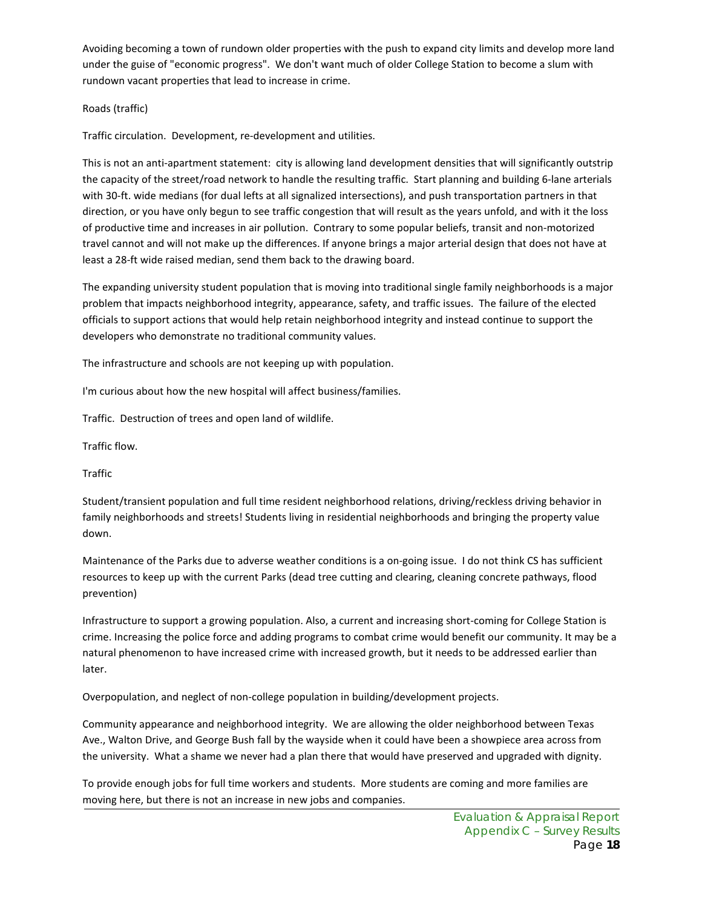Avoiding becoming a town of rundown older properties with the push to expand city limits and develop more land under the guise of "economic progress". We don't want much of older College Station to become a slum with rundown vacant properties that lead to increase in crime.

Roads (traffic)

Traffic circulation. Development, re-development and utilities.

This is not an anti-apartment statement: city is allowing land development densities that will significantly outstrip the capacity of the street/road network to handle the resulting traffic. Start planning and building 6-lane arterials with 30-ft. wide medians (for dual lefts at all signalized intersections), and push transportation partners in that direction, or you have only begun to see traffic congestion that will result as the years unfold, and with it the loss of productive time and increases in air pollution. Contrary to some popular beliefs, transit and non-motorized travel cannot and will not make up the differences. If anyone brings a major arterial design that does not have at least a 28-ft wide raised median, send them back to the drawing board.

The expanding university student population that is moving into traditional single family neighborhoods is a major problem that impacts neighborhood integrity, appearance, safety, and traffic issues. The failure of the elected officials to support actions that would help retain neighborhood integrity and instead continue to support the developers who demonstrate no traditional community values.

The infrastructure and schools are not keeping up with population.

I'm curious about how the new hospital will affect business/families.

Traffic. Destruction of trees and open land of wildlife.

Traffic flow.

Traffic

Student/transient population and full time resident neighborhood relations, driving/reckless driving behavior in family neighborhoods and streets! Students living in residential neighborhoods and bringing the property value down.

Maintenance of the Parks due to adverse weather conditions is a on-going issue. I do not think CS has sufficient resources to keep up with the current Parks (dead tree cutting and clearing, cleaning concrete pathways, flood prevention)

Infrastructure to support a growing population. Also, a current and increasing short-coming for College Station is crime. Increasing the police force and adding programs to combat crime would benefit our community. It may be a natural phenomenon to have increased crime with increased growth, but it needs to be addressed earlier than later.

Overpopulation, and neglect of non-college population in building/development projects.

Community appearance and neighborhood integrity. We are allowing the older neighborhood between Texas Ave., Walton Drive, and George Bush fall by the wayside when it could have been a showpiece area across from the university. What a shame we never had a plan there that would have preserved and upgraded with dignity.

To provide enough jobs for full time workers and students. More students are coming and more families are moving here, but there is not an increase in new jobs and companies.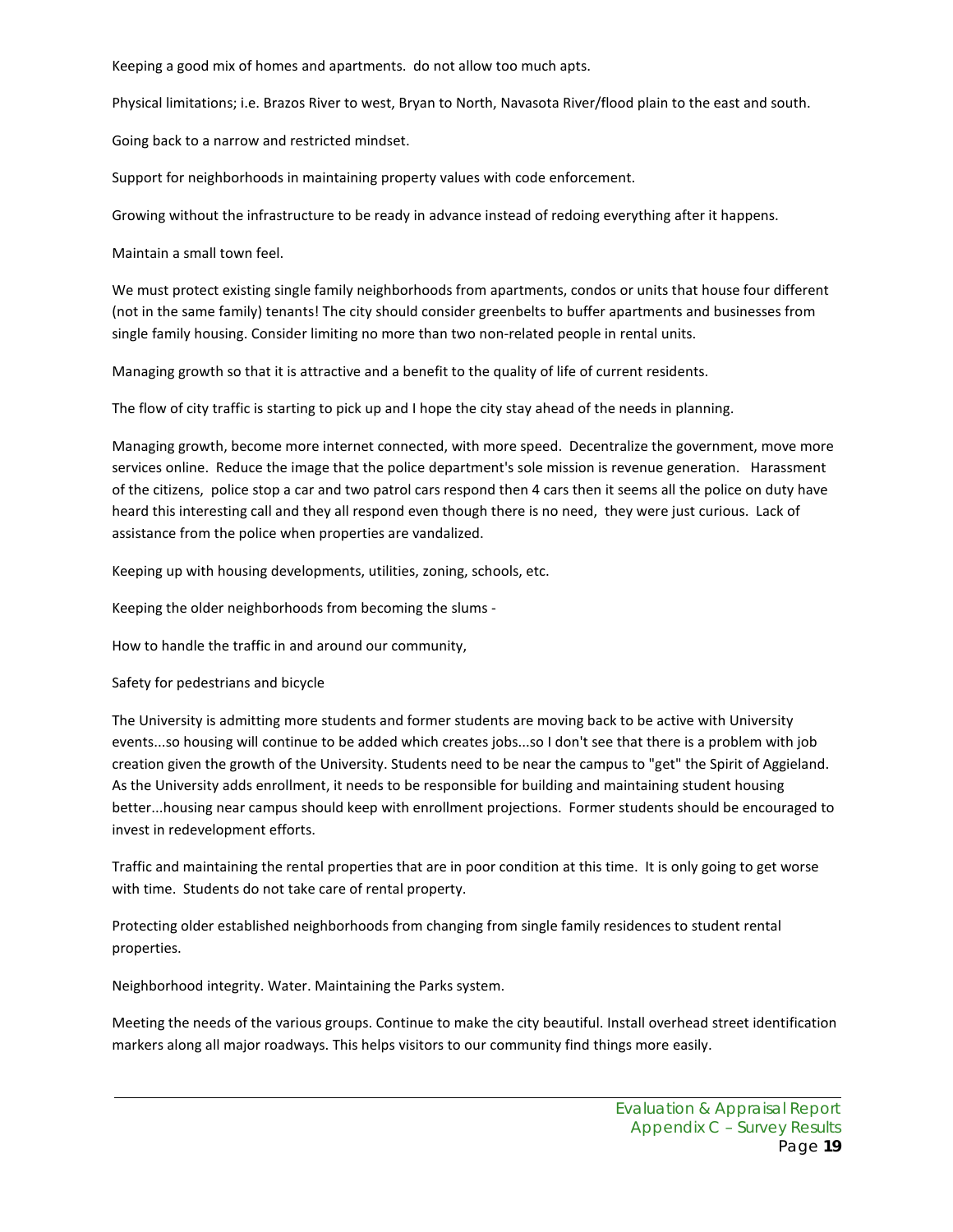Keeping a good mix of homes and apartments. do not allow too much apts.

Physical limitations; i.e. Brazos River to west, Bryan to North, Navasota River/flood plain to the east and south.

Going back to a narrow and restricted mindset.

Support for neighborhoods in maintaining property values with code enforcement.

Growing without the infrastructure to be ready in advance instead of redoing everything after it happens.

Maintain a small town feel.

We must protect existing single family neighborhoods from apartments, condos or units that house four different (not in the same family) tenants! The city should consider greenbelts to buffer apartments and businesses from single family housing. Consider limiting no more than two non-related people in rental units.

Managing growth so that it is attractive and a benefit to the quality of life of current residents.

The flow of city traffic is starting to pick up and I hope the city stay ahead of the needs in planning.

Managing growth, become more internet connected, with more speed. Decentralize the government, move more services online. Reduce the image that the police department's sole mission is revenue generation. Harassment of the citizens, police stop a car and two patrol cars respond then 4 cars then it seems all the police on duty have heard this interesting call and they all respond even though there is no need, they were just curious. Lack of assistance from the police when properties are vandalized.

Keeping up with housing developments, utilities, zoning, schools, etc.

Keeping the older neighborhoods from becoming the slums -

How to handle the traffic in and around our community,

Safety for pedestrians and bicycle

The University is admitting more students and former students are moving back to be active with University events...so housing will continue to be added which creates jobs...so I don't see that there is a problem with job creation given the growth of the University. Students need to be near the campus to "get" the Spirit of Aggieland. As the University adds enrollment, it needs to be responsible for building and maintaining student housing better...housing near campus should keep with enrollment projections. Former students should be encouraged to invest in redevelopment efforts.

Traffic and maintaining the rental properties that are in poor condition at this time. It is only going to get worse with time. Students do not take care of rental property.

Protecting older established neighborhoods from changing from single family residences to student rental properties.

Neighborhood integrity. Water. Maintaining the Parks system.

Meeting the needs of the various groups. Continue to make the city beautiful. Install overhead street identification markers along all major roadways. This helps visitors to our community find things more easily.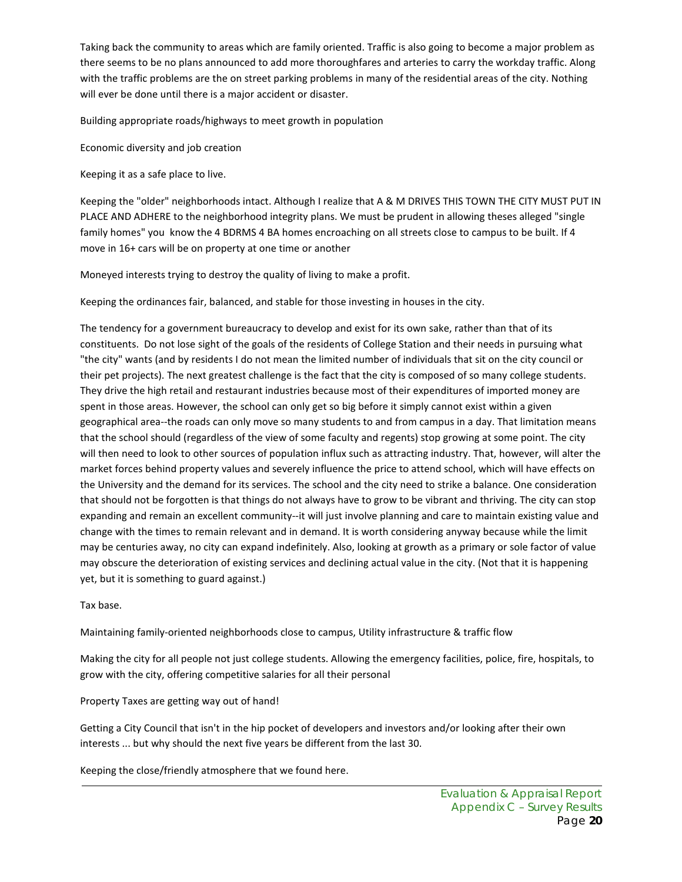Taking back the community to areas which are family oriented. Traffic is also going to become a major problem as there seems to be no plans announced to add more thoroughfares and arteries to carry the workday traffic. Along with the traffic problems are the on street parking problems in many of the residential areas of the city. Nothing will ever be done until there is a major accident or disaster.

Building appropriate roads/highways to meet growth in population

Economic diversity and job creation

Keeping it as a safe place to live.

Keeping the "older" neighborhoods intact. Although I realize that A & M DRIVES THIS TOWN THE CITY MUST PUT IN PLACE AND ADHERE to the neighborhood integrity plans. We must be prudent in allowing theses alleged "single family homes" you know the 4 BDRMS 4 BA homes encroaching on all streets close to campus to be built. If 4 move in 16+ cars will be on property at one time or another

Moneyed interests trying to destroy the quality of living to make a profit.

Keeping the ordinances fair, balanced, and stable for those investing in houses in the city.

The tendency for a government bureaucracy to develop and exist for its own sake, rather than that of its constituents. Do not lose sight of the goals of the residents of College Station and their needs in pursuing what "the city" wants (and by residents I do not mean the limited number of individuals that sit on the city council or their pet projects). The next greatest challenge is the fact that the city is composed of so many college students. They drive the high retail and restaurant industries because most of their expenditures of imported money are spent in those areas. However, the school can only get so big before it simply cannot exist within a given geographical area--the roads can only move so many students to and from campus in a day. That limitation means that the school should (regardless of the view of some faculty and regents) stop growing at some point. The city will then need to look to other sources of population influx such as attracting industry. That, however, will alter the market forces behind property values and severely influence the price to attend school, which will have effects on the University and the demand for its services. The school and the city need to strike a balance. One consideration that should not be forgotten is that things do not always have to grow to be vibrant and thriving. The city can stop expanding and remain an excellent community--it will just involve planning and care to maintain existing value and change with the times to remain relevant and in demand. It is worth considering anyway because while the limit may be centuries away, no city can expand indefinitely. Also, looking at growth as a primary or sole factor of value may obscure the deterioration of existing services and declining actual value in the city. (Not that it is happening yet, but it is something to guard against.)

Tax base.

Maintaining family-oriented neighborhoods close to campus, Utility infrastructure & traffic flow

Making the city for all people not just college students. Allowing the emergency facilities, police, fire, hospitals, to grow with the city, offering competitive salaries for all their personal

Property Taxes are getting way out of hand!

Getting a City Council that isn't in the hip pocket of developers and investors and/or looking after their own interests ... but why should the next five years be different from the last 30.

Keeping the close/friendly atmosphere that we found here.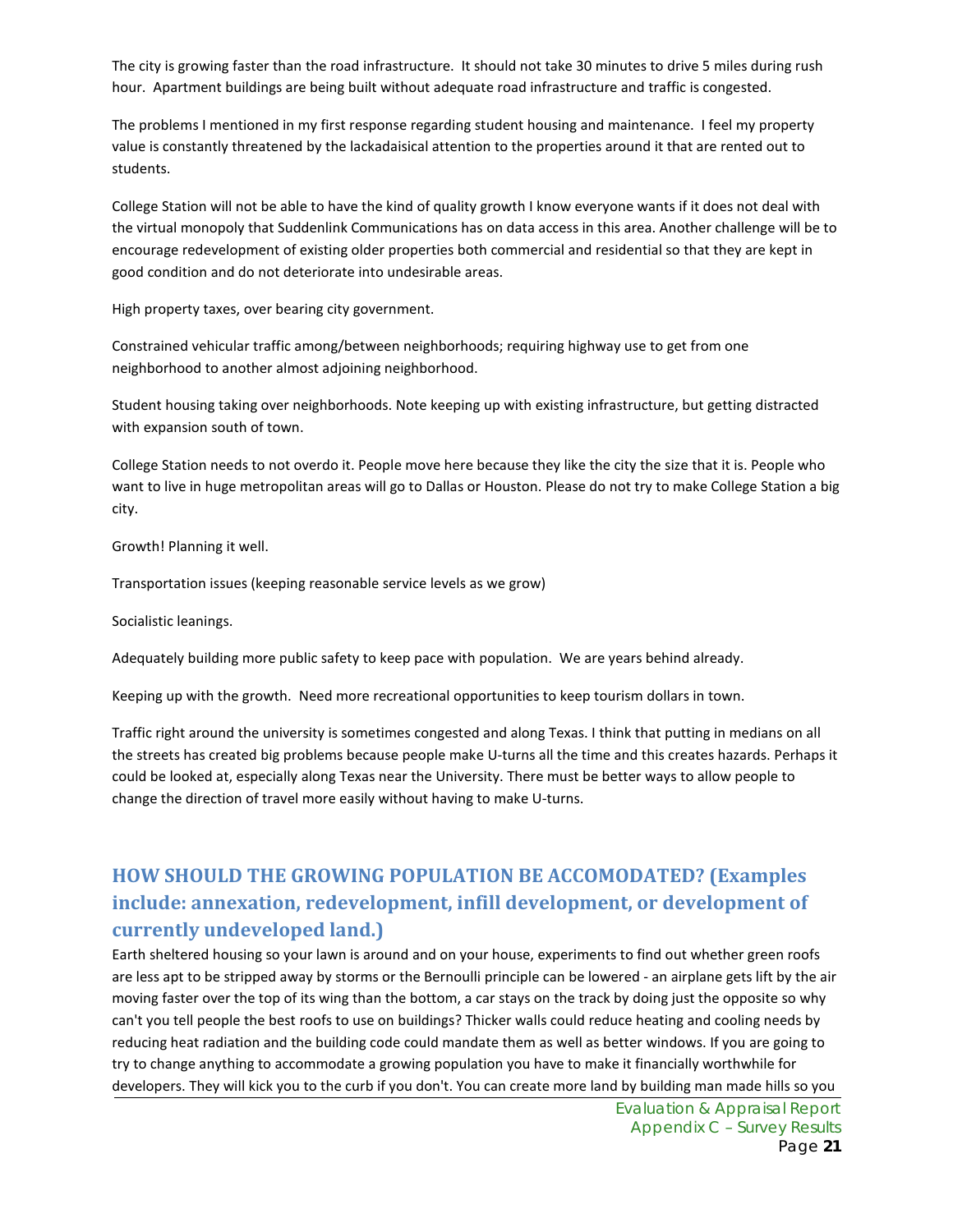The city is growing faster than the road infrastructure. It should not take 30 minutes to drive 5 miles during rush hour. Apartment buildings are being built without adequate road infrastructure and traffic is congested.

The problems I mentioned in my first response regarding student housing and maintenance. I feel my property value is constantly threatened by the lackadaisical attention to the properties around it that are rented out to students.

College Station will not be able to have the kind of quality growth I know everyone wants if it does not deal with the virtual monopoly that Suddenlink Communications has on data access in this area. Another challenge will be to encourage redevelopment of existing older properties both commercial and residential so that they are kept in good condition and do not deteriorate into undesirable areas.

High property taxes, over bearing city government.

Constrained vehicular traffic among/between neighborhoods; requiring highway use to get from one neighborhood to another almost adjoining neighborhood.

Student housing taking over neighborhoods. Note keeping up with existing infrastructure, but getting distracted with expansion south of town.

College Station needs to not overdo it. People move here because they like the city the size that it is. People who want to live in huge metropolitan areas will go to Dallas or Houston. Please do not try to make College Station a big city.

Growth! Planning it well.

Transportation issues (keeping reasonable service levels as we grow)

Socialistic leanings.

Adequately building more public safety to keep pace with population. We are years behind already.

Keeping up with the growth. Need more recreational opportunities to keep tourism dollars in town.

Traffic right around the university is sometimes congested and along Texas. I think that putting in medians on all the streets has created big problems because people make U-turns all the time and this creates hazards. Perhaps it could be looked at, especially along Texas near the University. There must be better ways to allow people to change the direction of travel more easily without having to make U-turns.

## HOW SHOULD THE GROWING POPULATION BE ACCOMODATED? (Examples include: annexation, redevelopment, infill development, or development of currently undeveloped land.)

Earth sheltered housing so your lawn is around and on your house, experiments to find out whether green roofs are less apt to be stripped away by storms or the Bernoulli principle can be lowered - an airplane gets lift by the air moving faster over the top of its wing than the bottom, a car stays on the track by doing just the opposite so why can't you tell people the best roofs to use on buildings? Thicker walls could reduce heating and cooling needs by reducing heat radiation and the building code could mandate them as well as better windows. If you are going to try to change anything to accommodate a growing population you have to make it financially worthwhile for developers. They will kick you to the curb if you don't. You can create more land by building man made hills so you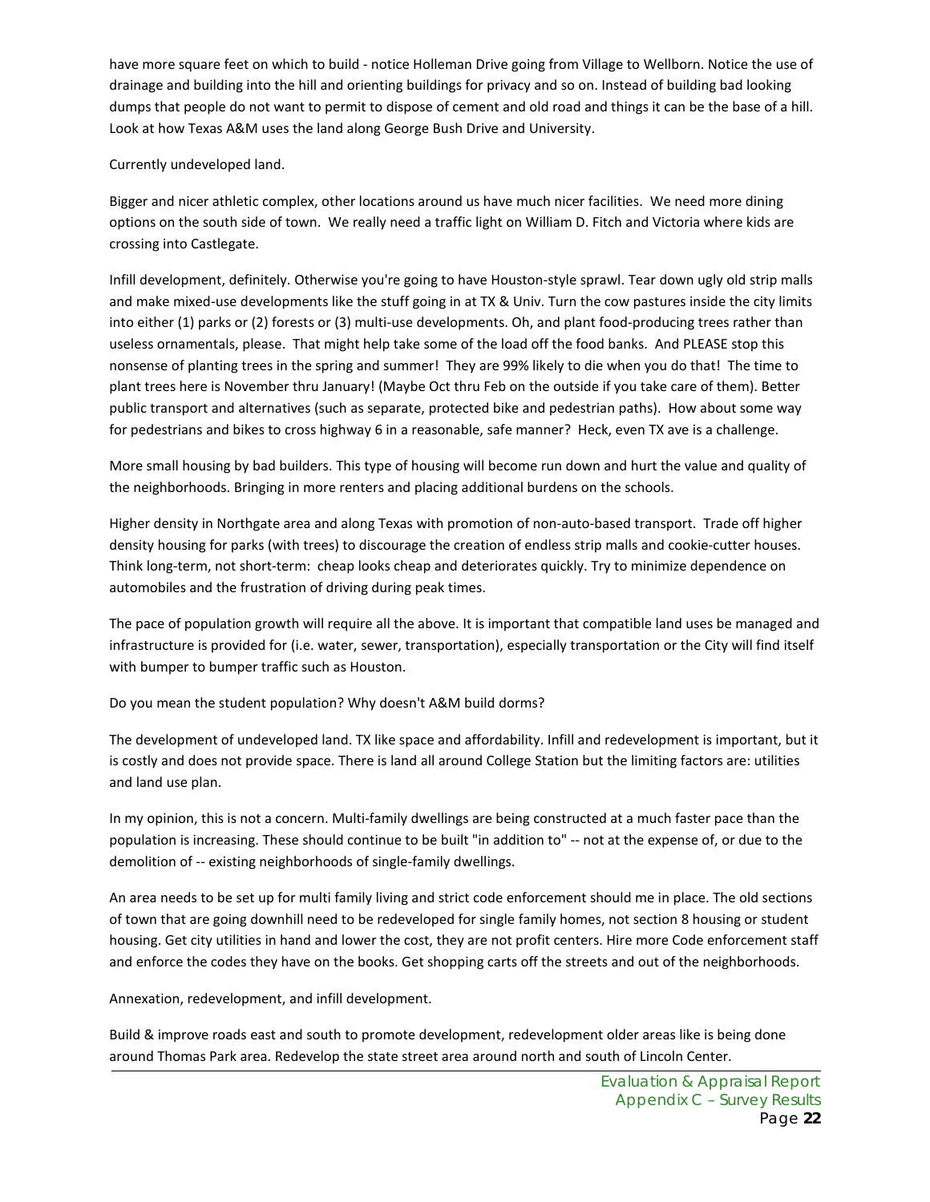have more square feet on which to build - notice Holleman Drive going from Village to Wellborn. Notice the use of drainage and building into the hill and orienting buildings for privacy and so on. Instead of building bad looking dumps that people do not want to permit to dispose of cement and old road and things it can be the base of a hill. Look at how Texas A&M uses the land along George Bush Drive and University.

Currently undeveloped land.

Bigger and nicer athletic complex, other locations around us have much nicer facilities. We need more dining options on the south side of town. We really need a traffic light on William D. Fitch and Victoria where kids are crossing into Castlegate.

Infill development, definitely. Otherwise you're going to have Houston-style sprawl. Tear down ugly old strip malls and make mixed-use developments like the stuff going in at TX & Univ. Turn the cow pastures inside the city limits into either (1) parks or (2) forests or (3) multi-use developments. Oh, and plant food-producing trees rather than useless ornamentals, please. That might help take some of the load off the food banks. And PLEASE stop this nonsense of planting trees in the spring and summer! They are 99% likely to die when you do that! The time to plant trees here is November thru January! (Maybe Oct thru Feb on the outside if you take care of them). Better public transport and alternatives (such as separate, protected bike and pedestrian paths). How about some way for pedestrians and bikes to cross highway 6 in a reasonable, safe manner? Heck, even TX ave is a challenge.

More small housing by bad builders. This type of housing will become run down and hurt the value and quality of the neighborhoods. Bringing in more renters and placing additional burdens on the schools.

Higher density in Northgate area and along Texas with promotion of non-auto-based transport. Trade off higher density housing for parks (with trees) to discourage the creation of endless strip malls and cookie-cutter houses. Think long-term, not short-term: cheap looks cheap and deteriorates quickly. Try to minimize dependence on automobiles and the frustration of driving during peak times.

The pace of population growth will require all the above. It is important that compatible land uses be managed and infrastructure is provided for (i.e. water, sewer, transportation), especially transportation or the City will find itself with bumper to bumper traffic such as Houston.

Do you mean the student population? Why doesn't A&M build dorms?

The development of undeveloped land. TX like space and affordability. Infill and redevelopment is important, but it is costly and does not provide space. There is land all around College Station but the limiting factors are: utilities and land use plan.

In my opinion, this is not a concern. Multi-family dwellings are being constructed at a much faster pace than the population is increasing. These should continue to be built "in addition to" -- not at the expense of, or due to the demolition of -- existing neighborhoods of single-family dwellings.

An area needs to be set up for multi family living and strict code enforcement should me in place. The old sections of town that are going downhill need to be redeveloped for single family homes, not section 8 housing or student housing. Get city utilities in hand and lower the cost, they are not profit centers. Hire more Code enforcement staff and enforce the codes they have on the books. Get shopping carts off the streets and out of the neighborhoods.

Annexation, redevelopment, and infill development.

Build & improve roads east and south to promote development, redevelopment older areas like is being done around Thomas Park area. Redevelop the state street area around north and south of Lincoln Center.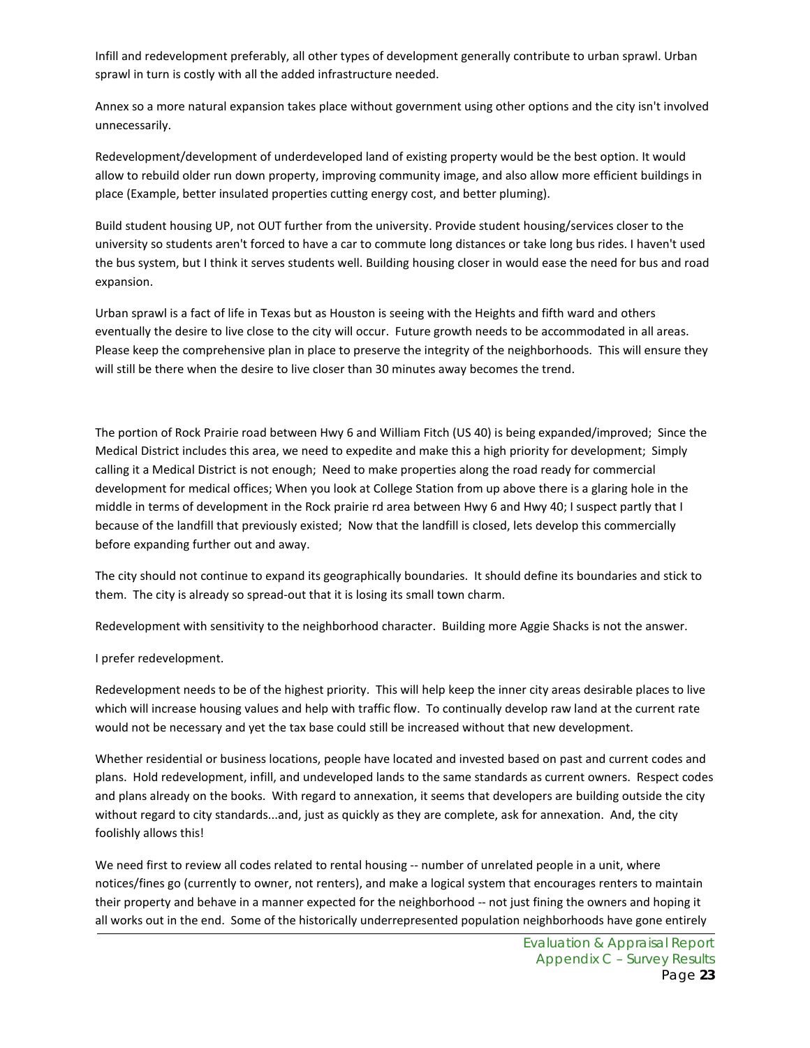Infill and redevelopment preferably, all other types of development generally contribute to urban sprawl. Urban sprawl in turn is costly with all the added infrastructure needed.

Annex so a more natural expansion takes place without government using other options and the city isn't involved unnecessarily.

Redevelopment/development of underdeveloped land of existing property would be the best option. It would allow to rebuild older run down property, improving community image, and also allow more efficient buildings in place (Example, better insulated properties cutting energy cost, and better pluming).

Build student housing UP, not OUT further from the university. Provide student housing/services closer to the university so students aren't forced to have a car to commute long distances or take long bus rides. I haven't used the bus system, but I think it serves students well. Building housing closer in would ease the need for bus and road expansion.

Urban sprawl is a fact of life in Texas but as Houston is seeing with the Heights and fifth ward and others eventually the desire to live close to the city will occur. Future growth needs to be accommodated in all areas. Please keep the comprehensive plan in place to preserve the integrity of the neighborhoods. This will ensure they will still be there when the desire to live closer than 30 minutes away becomes the trend.

The portion of Rock Prairie road between Hwy 6 and William Fitch (US 40) is being expanded/improved; Since the Medical District includes this area, we need to expedite and make this a high priority for development; Simply calling it a Medical District is not enough; Need to make properties along the road ready for commercial development for medical offices; When you look at College Station from up above there is a glaring hole in the middle in terms of development in the Rock prairie rd area between Hwy 6 and Hwy 40; I suspect partly that I because of the landfill that previously existed; Now that the landfill is closed, lets develop this commercially before expanding further out and away.

The city should not continue to expand its geographically boundaries. It should define its boundaries and stick to them. The city is already so spread-out that it is losing its small town charm.

Redevelopment with sensitivity to the neighborhood character. Building more Aggie Shacks is not the answer.

I prefer redevelopment.

Redevelopment needs to be of the highest priority. This will help keep the inner city areas desirable places to live which will increase housing values and help with traffic flow. To continually develop raw land at the current rate would not be necessary and yet the tax base could still be increased without that new development.

Whether residential or business locations, people have located and invested based on past and current codes and plans. Hold redevelopment, infill, and undeveloped lands to the same standards as current owners. Respect codes and plans already on the books. With regard to annexation, it seems that developers are building outside the city without regard to city standards...and, just as quickly as they are complete, ask for annexation. And, the city foolishly allows this!

We need first to review all codes related to rental housing -- number of unrelated people in a unit, where notices/fines go (currently to owner, not renters), and make a logical system that encourages renters to maintain their property and behave in a manner expected for the neighborhood -- not just fining the owners and hoping it all works out in the end. Some of the historically underrepresented population neighborhoods have gone entirely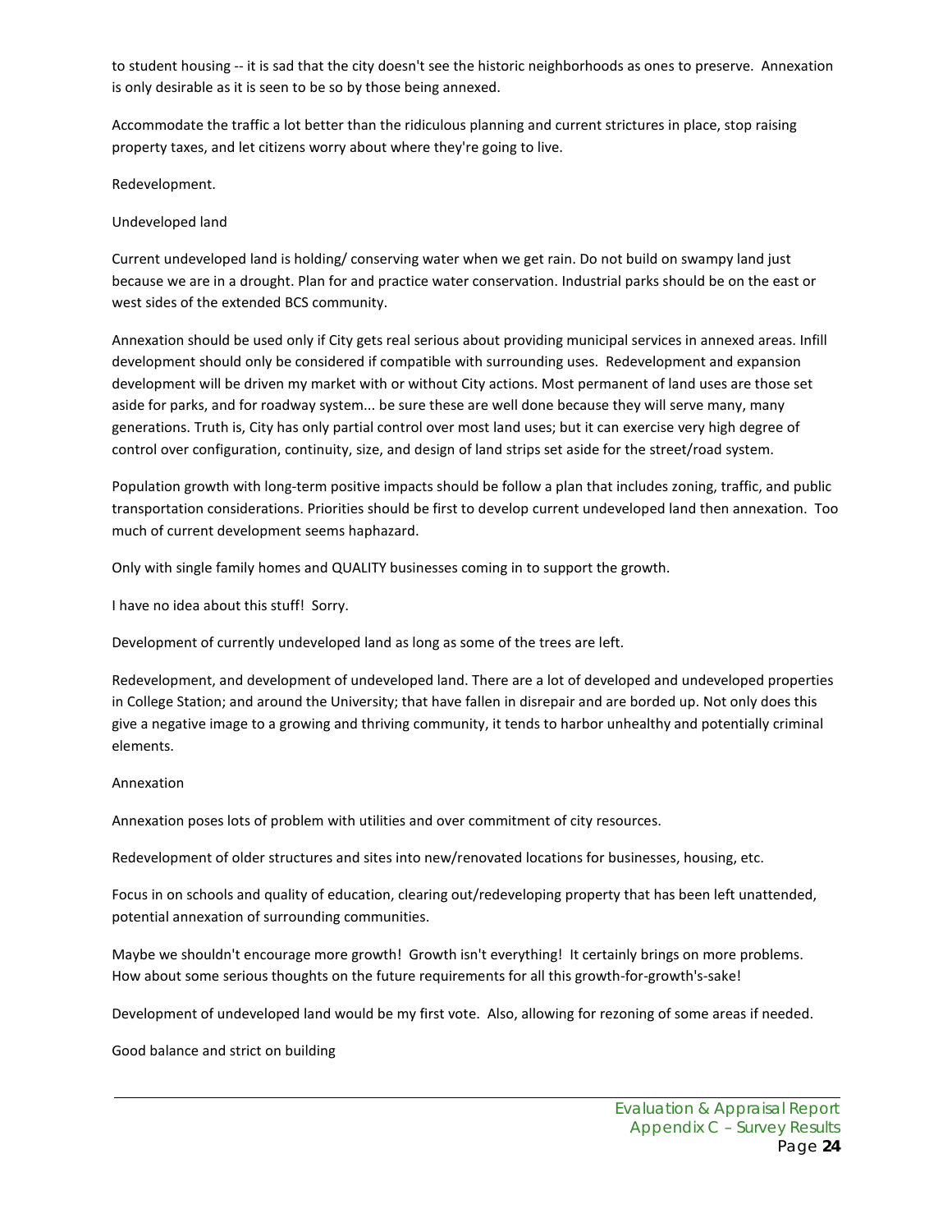to student housing -- it is sad that the city doesn't see the historic neighborhoods as ones to preserve. Annexation is only desirable as it is seen to be so by those being annexed.

Accommodate the traffic a lot better than the ridiculous planning and current strictures in place, stop raising property taxes, and let citizens worry about where they're going to live.

Redevelopment.

Undeveloped land

Current undeveloped land is holding/ conserving water when we get rain. Do not build on swampy land just because we are in a drought. Plan for and practice water conservation. Industrial parks should be on the east or west sides of the extended BCS community.

Annexation should be used only if City gets real serious about providing municipal services in annexed areas. Infill development should only be considered if compatible with surrounding uses. Redevelopment and expansion development will be driven my market with or without City actions. Most permanent of land uses are those set aside for parks, and for roadway system... be sure these are well done because they will serve many, many generations. Truth is, City has only partial control over most land uses; but it can exercise very high degree of control over configuration, continuity, size, and design of land strips set aside for the street/road system.

Population growth with long-term positive impacts should be follow a plan that includes zoning, traffic, and public transportation considerations. Priorities should be first to develop current undeveloped land then annexation. Too much of current development seems haphazard.

Only with single family homes and QUALITY businesses coming in to support the growth.

I have no idea about this stuff! Sorry.

Development of currently undeveloped land as long as some of the trees are left.

Redevelopment, and development of undeveloped land. There are a lot of developed and undeveloped properties in College Station; and around the University; that have fallen in disrepair and are borded up. Not only does this give a negative image to a growing and thriving community, it tends to harbor unhealthy and potentially criminal elements.

Annexation

Annexation poses lots of problem with utilities and over commitment of city resources.

Redevelopment of older structures and sites into new/renovated locations for businesses, housing, etc.

Focus in on schools and quality of education, clearing out/redeveloping property that has been left unattended, potential annexation of surrounding communities.

Maybe we shouldn't encourage more growth! Growth isn't everything! It certainly brings on more problems. How about some serious thoughts on the future requirements for all this growth-for-growth's-sake!

Development of undeveloped land would be my first vote. Also, allowing for rezoning of some areas if needed.

Good balance and strict on building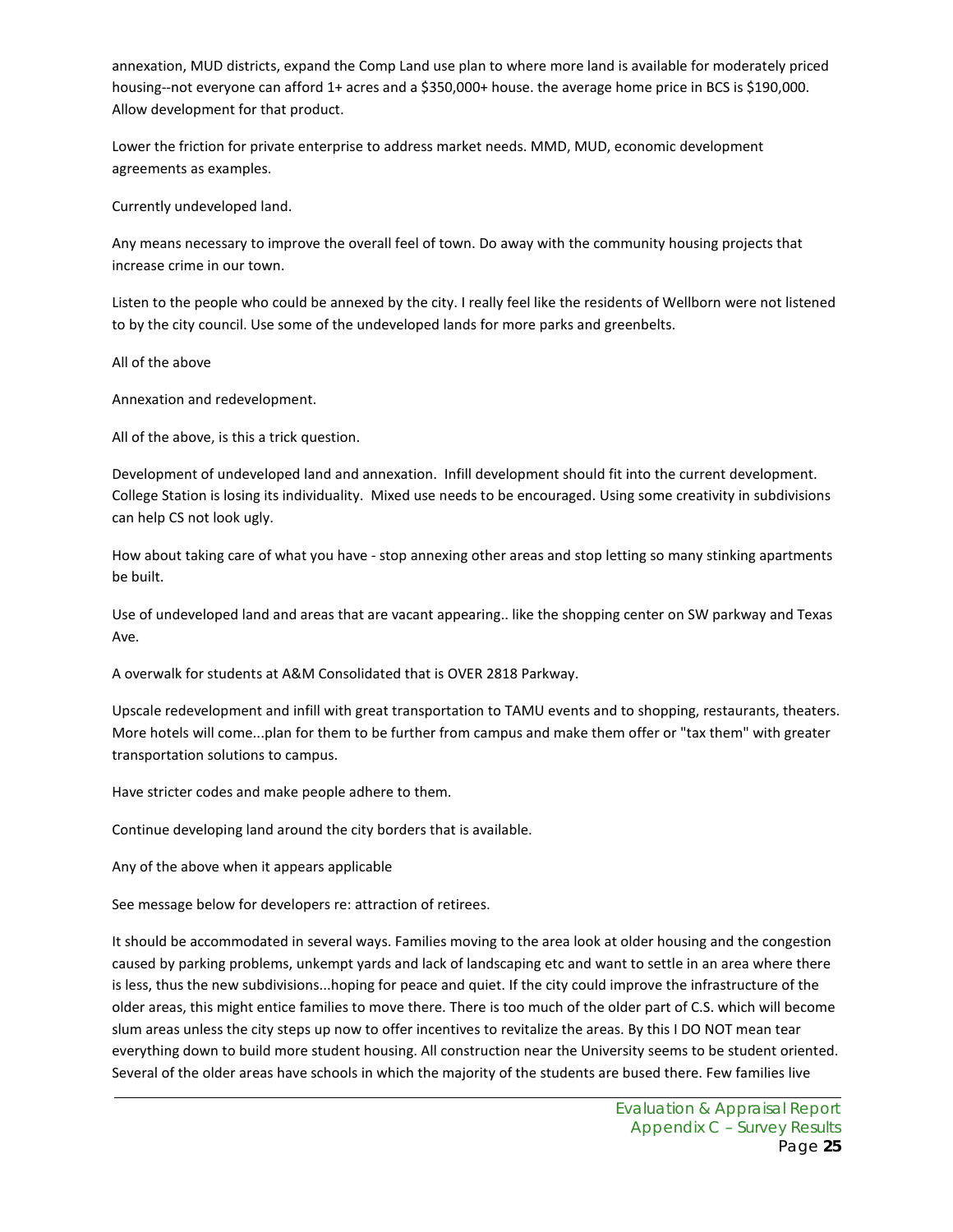annexation, MUD districts, expand the Comp Land use plan to where more land is available for moderately priced housing--not everyone can afford 1+ acres and a $350,000+ house. the average home price in BCS is $190,000. Allow development for that product.

Lower the friction for private enterprise to address market needs. MMD, MUD, economic development agreements as examples.

Currently undeveloped land.

Any means necessary to improve the overall feel of town. Do away with the community housing projects that increase crime in our town.

Listen to the people who could be annexed by the city. I really feel like the residents of Wellborn were not listened to by the city council. Use some of the undeveloped lands for more parks and greenbelts.

All of the above

Annexation and redevelopment.

All of the above, is this a trick question.

Development of undeveloped land and annexation. Infill development should fit into the current development. College Station is losing its individuality. Mixed use needs to be encouraged. Using some creativity in subdivisions can help CS not look ugly.

How about taking care of what you have - stop annexing other areas and stop letting so many stinking apartments be built.

Use of undeveloped land and areas that are vacant appearing.. like the shopping center on SW parkway and Texas Ave.

A overwalk for students at A&M Consolidated that is OVER 2818 Parkway.

Upscale redevelopment and infill with great transportation to TAMU events and to shopping, restaurants, theaters. More hotels will come...plan for them to be further from campus and make them offer or "tax them" with greater transportation solutions to campus.

Have stricter codes and make people adhere to them.

Continue developing land around the city borders that is available.

Any of the above when it appears applicable

See message below for developers re: attraction of retirees.

It should be accommodated in several ways. Families moving to the area look at older housing and the congestion caused by parking problems, unkempt yards and lack of landscaping etc and want to settle in an area where there is less, thus the new subdivisions...hoping for peace and quiet. If the city could improve the infrastructure of the older areas, this might entice families to move there. There is too much of the older part of C.S. which will become slum areas unless the city steps up now to offer incentives to revitalize the areas. By this I DO NOT mean tear everything down to build more student housing. All construction near the University seems to be student oriented. Several of the older areas have schools in which the majority of the students are bused there. Few families live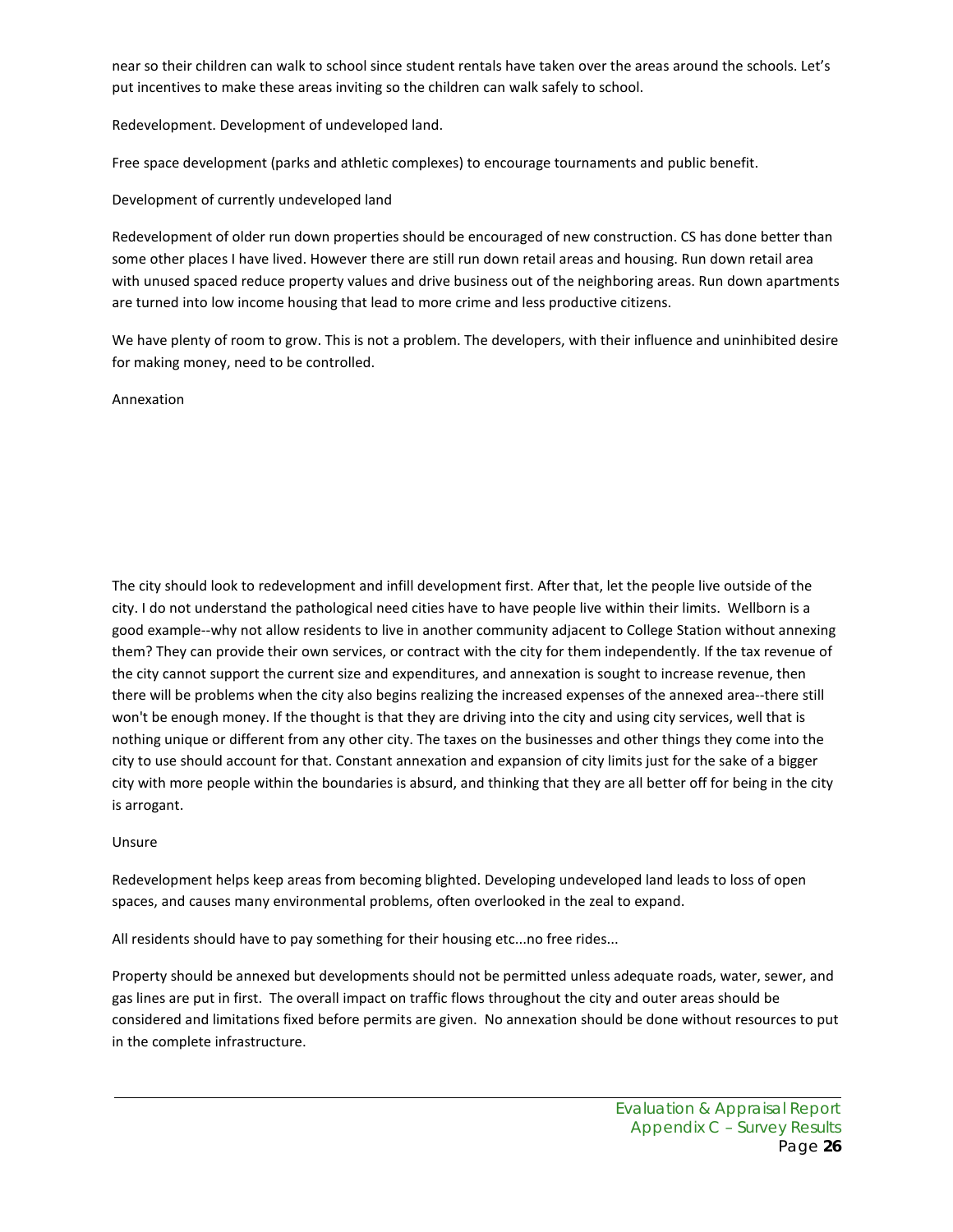near so their children can walk to school since student rentals have taken over the areas around the schools. Let's put incentives to make these areas inviting so the children can walk safely to school.

Redevelopment. Development of undeveloped land.

Free space development (parks and athletic complexes) to encourage tournaments and public benefit.

Development of currently undeveloped land

Redevelopment of older run down properties should be encouraged of new construction. CS has done better than some other places I have lived. However there are still run down retail areas and housing. Run down retail area with unused spaced reduce property values and drive business out of the neighboring areas. Run down apartments are turned into low income housing that lead to more crime and less productive citizens.

We have plenty of room to grow. This is not a problem. The developers, with their influence and uninhibited desire for making money, need to be controlled.

Annexation

The city should look to redevelopment and infill development first. After that, let the people live outside of the city. I do not understand the pathological need cities have to have people live within their limits. Wellborn is a good example--why not allow residents to live in another community adjacent to College Station without annexing them? They can provide their own services, or contract with the city for them independently. If the tax revenue of the city cannot support the current size and expenditures, and annexation is sought to increase revenue, then there will be problems when the city also begins realizing the increased expenses of the annexed area--there still won't be enough money. If the thought is that they are driving into the city and using city services, well that is nothing unique or different from any other city. The taxes on the businesses and other things they come into the city to use should account for that. Constant annexation and expansion of city limits just for the sake of a bigger city with more people within the boundaries is absurd, and thinking that they are all better off for being in the city is arrogant.

Unsure

Redevelopment helps keep areas from becoming blighted. Developing undeveloped land leads to loss of open spaces, and causes many environmental problems, often overlooked in the zeal to expand.

All residents should have to pay something for their housing etc...no free rides...

Property should be annexed but developments should not be permitted unless adequate roads, water, sewer, and gas lines are put in first. The overall impact on traffic flows throughout the city and outer areas should be considered and limitations fixed before permits are given. No annexation should be done without resources to put in the complete infrastructure.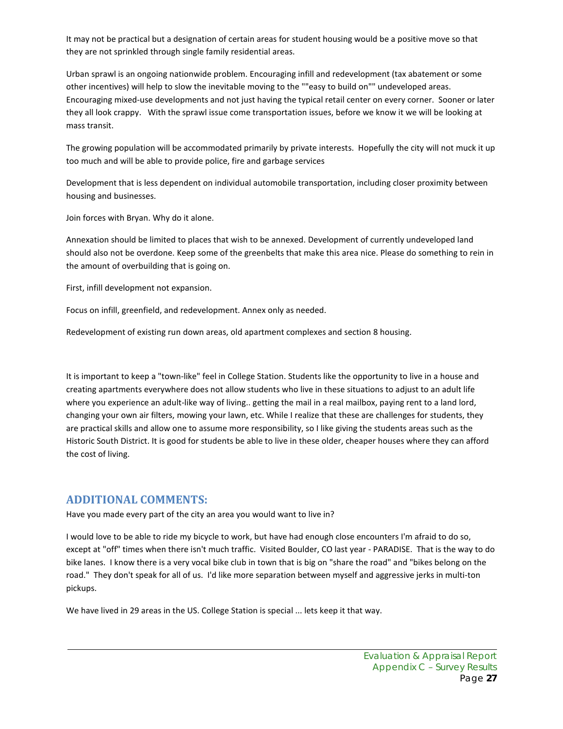It may not be practical but a designation of certain areas for student housing would be a positive move so that they are not sprinkled through single family residential areas.

Urban sprawl is an ongoing nationwide problem. Encouraging infill and redevelopment (tax abatement or some other incentives) will help to slow the inevitable moving to the ""easy to build on"" undeveloped areas. Encouraging mixed-use developments and not just having the typical retail center on every corner. Sooner or later they all look crappy. With the sprawl issue come transportation issues, before we know it we will be looking at mass transit.

The growing population will be accommodated primarily by private interests. Hopefully the city will not muck it up too much and will be able to provide police, fire and garbage services

Development that is less dependent on individual automobile transportation, including closer proximity between housing and businesses.

Join forces with Bryan. Why do it alone.

Annexation should be limited to places that wish to be annexed. Development of currently undeveloped land should also not be overdone. Keep some of the greenbelts that make this area nice. Please do something to rein in the amount of overbuilding that is going on.

First, infill development not expansion.

Focus on infill, greenfield, and redevelopment. Annex only as needed.

Redevelopment of existing run down areas, old apartment complexes and section 8 housing.

It is important to keep a "town-like" feel in College Station. Students like the opportunity to live in a house and creating apartments everywhere does not allow students who live in these situations to adjust to an adult life where you experience an adult-like way of living.. getting the mail in a real mailbox, paying rent to a land lord, changing your own air filters, mowing your lawn, etc. While I realize that these are challenges for students, they are practical skills and allow one to assume more responsibility, so I like giving the students areas such as the Historic South District. It is good for students be able to live in these older, cheaper houses where they can afford the cost of living.

## ADDITIONAL COMMENTS:

Have you made every part of the city an area you would want to live in?

I would love to be able to ride my bicycle to work, but have had enough close encounters I'm afraid to do so, except at "off" times when there isn't much traffic. Visited Boulder, CO last year - PARADISE. That is the way to do bike lanes. I know there is a very vocal bike club in town that is big on "share the road" and "bikes belong on the road." They don't speak for all of us. I'd like more separation between myself and aggressive jerks in multi-ton pickups.

We have lived in 29 areas in the US. College Station is special ... lets keep it that way.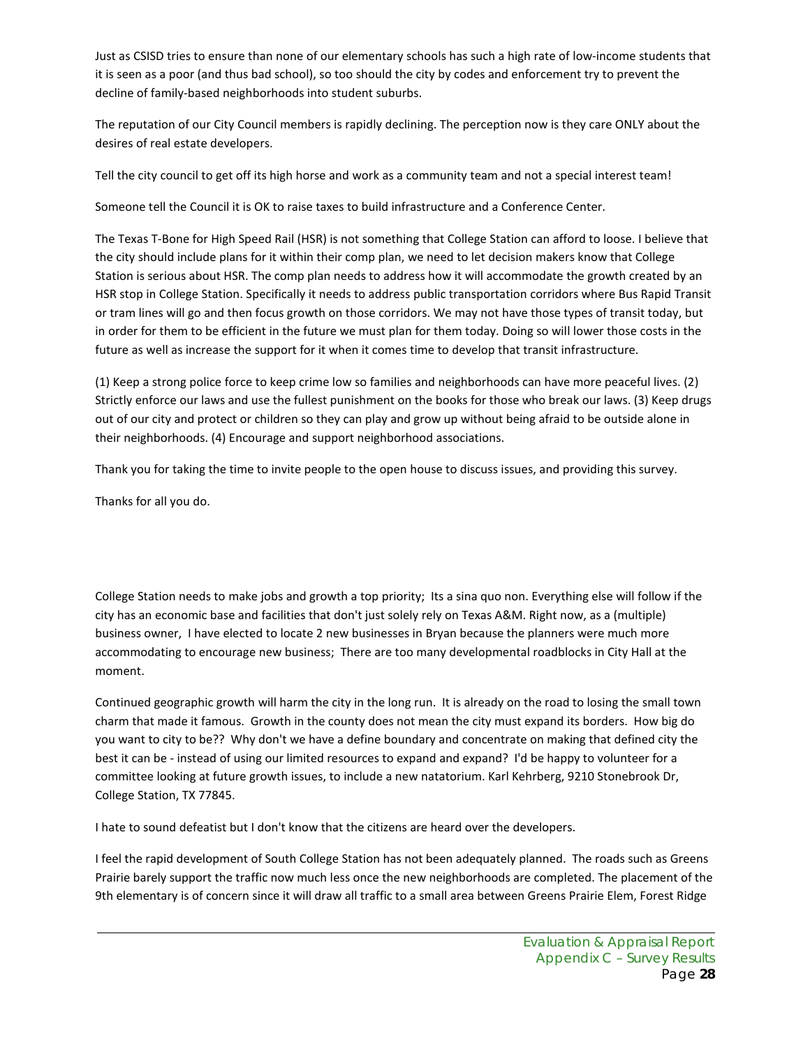Just as CSISD tries to ensure than none of our elementary schools has such a high rate of low-income students that it is seen as a poor (and thus bad school), so too should the city by codes and enforcement try to prevent the decline of family-based neighborhoods into student suburbs.

The reputation of our City Council members is rapidly declining. The perception now is they care ONLY about the desires of real estate developers.

Tell the city council to get off its high horse and work as a community team and not a special interest team!

Someone tell the Council it is OK to raise taxes to build infrastructure and a Conference Center.

The Texas T-Bone for High Speed Rail (HSR) is not something that College Station can afford to loose. I believe that the city should include plans for it within their comp plan, we need to let decision makers know that College Station is serious about HSR. The comp plan needs to address how it will accommodate the growth created by an HSR stop in College Station. Specifically it needs to address public transportation corridors where Bus Rapid Transit or tram lines will go and then focus growth on those corridors. We may not have those types of transit today, but in order for them to be efficient in the future we must plan for them today. Doing so will lower those costs in the future as well as increase the support for it when it comes time to develop that transit infrastructure.

(1) Keep a strong police force to keep crime low so families and neighborhoods can have more peaceful lives. (2) Strictly enforce our laws and use the fullest punishment on the books for those who break our laws. (3) Keep drugs out of our city and protect or children so they can play and grow up without being afraid to be outside alone in their neighborhoods. (4) Encourage and support neighborhood associations.

Thank you for taking the time to invite people to the open house to discuss issues, and providing this survey.

Thanks for all you do.

College Station needs to make jobs and growth a top priority; Its a sina quo non. Everything else will follow if the city has an economic base and facilities that don't just solely rely on Texas A&M. Right now, as a (multiple) business owner, I have elected to locate 2 new businesses in Bryan because the planners were much more accommodating to encourage new business; There are too many developmental roadblocks in City Hall at the moment.

Continued geographic growth will harm the city in the long run. It is already on the road to losing the small town charm that made it famous. Growth in the county does not mean the city must expand its borders. How big do you want to city to be?? Why don't we have a define boundary and concentrate on making that defined city the best it can be - instead of using our limited resources to expand and expand? I'd be happy to volunteer for a committee looking at future growth issues, to include a new natatorium. Karl Kehrberg, 9210 Stonebrook Dr, College Station, TX 77845.

I hate to sound defeatist but I don't know that the citizens are heard over the developers.

I feel the rapid development of South College Station has not been adequately planned. The roads such as Greens Prairie barely support the traffic now much less once the new neighborhoods are completed. The placement of the 9th elementary is of concern since it will draw all traffic to a small area between Greens Prairie Elem, Forest Ridge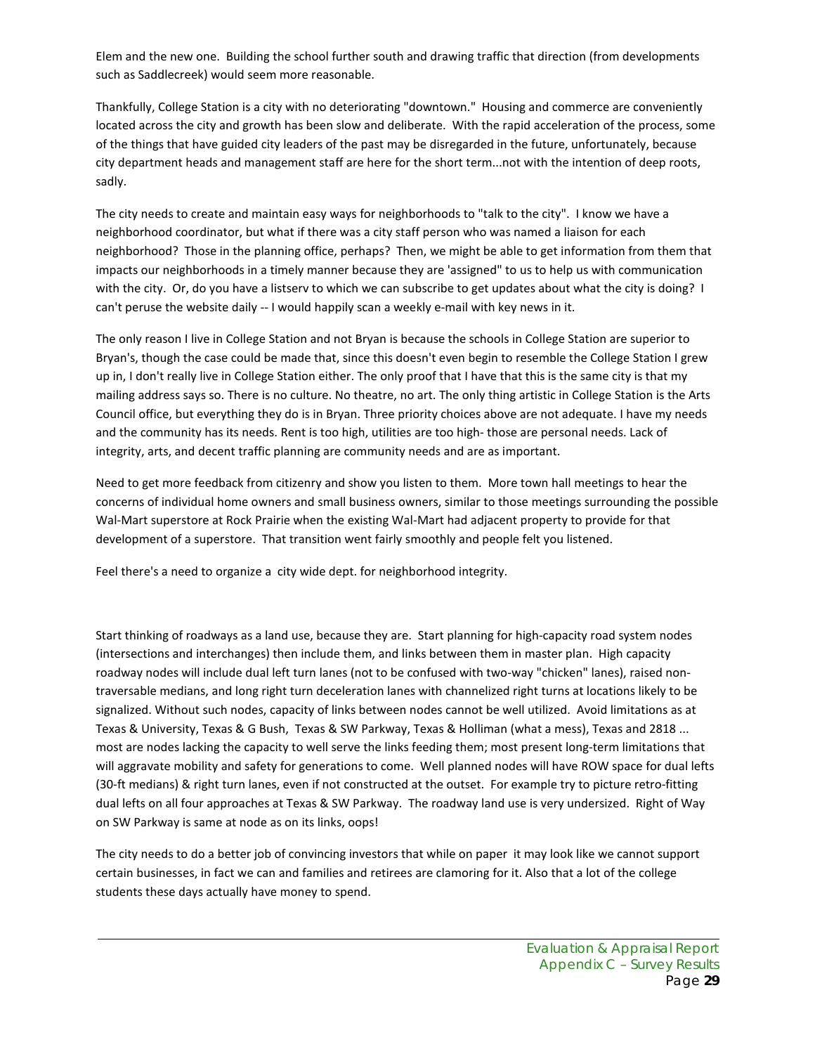Elem and the new one. Building the school further south and drawing traffic that direction (from developments such as Saddlecreek) would seem more reasonable.

Thankfully, College Station is a city with no deteriorating "downtown." Housing and commerce are conveniently located across the city and growth has been slow and deliberate. With the rapid acceleration of the process, some of the things that have guided city leaders of the past may be disregarded in the future, unfortunately, because city department heads and management staff are here for the short term...not with the intention of deep roots, sadly.

The city needs to create and maintain easy ways for neighborhoods to "talk to the city". I know we have a neighborhood coordinator, but what if there was a city staff person who was named a liaison for each neighborhood? Those in the planning office, perhaps? Then, we might be able to get information from them that impacts our neighborhoods in a timely manner because they are 'assigned" to us to help us with communication with the city. Or, do you have a listserv to which we can subscribe to get updates about what the city is doing? I can't peruse the website daily -- I would happily scan a weekly e-mail with key news in it.

The only reason I live in College Station and not Bryan is because the schools in College Station are superior to Bryan's, though the case could be made that, since this doesn't even begin to resemble the College Station I grew up in, I don't really live in College Station either. The only proof that I have that this is the same city is that my mailing address says so. There is no culture. No theatre, no art. The only thing artistic in College Station is the Arts Council office, but everything they do is in Bryan. Three priority choices above are not adequate. I have my needs and the community has its needs. Rent is too high, utilities are too high- those are personal needs. Lack of integrity, arts, and decent traffic planning are community needs and are as important.

Need to get more feedback from citizenry and show you listen to them. More town hall meetings to hear the concerns of individual home owners and small business owners, similar to those meetings surrounding the possible Wal-Mart superstore at Rock Prairie when the existing Wal-Mart had adjacent property to provide for that development of a superstore. That transition went fairly smoothly and people felt you listened.

Feel there's a need to organize a city wide dept. for neighborhood integrity.

Start thinking of roadways as a land use, because they are. Start planning for high-capacity road system nodes (intersections and interchanges) then include them, and links between them in master plan. High capacity roadway nodes will include dual left turn lanes (not to be confused with two-way "chicken" lanes), raised non-traversable medians, and long right turn deceleration lanes with channelized right turns at locations likely to be signalized. Without such nodes, capacity of links between nodes cannot be well utilized. Avoid limitations as at Texas & University, Texas & G Bush, Texas & SW Parkway, Texas & Holliman (what a mess), Texas and 2818 ... most are nodes lacking the capacity to well serve the links feeding them; most present long-term limitations that will aggravate mobility and safety for generations to come. Well planned nodes will have ROW space for dual lefts (30-ft medians) & right turn lanes, even if not constructed at the outset. For example try to picture retro-fitting dual lefts on all four approaches at Texas & SW Parkway. The roadway land use is very undersized. Right of Way on SW Parkway is same at node as on its links, oops!

The city needs to do a better job of convincing investors that while on paper it may look like we cannot support certain businesses, in fact we can and families and retirees are clamoring for it. Also that a lot of the college students these days actually have money to spend.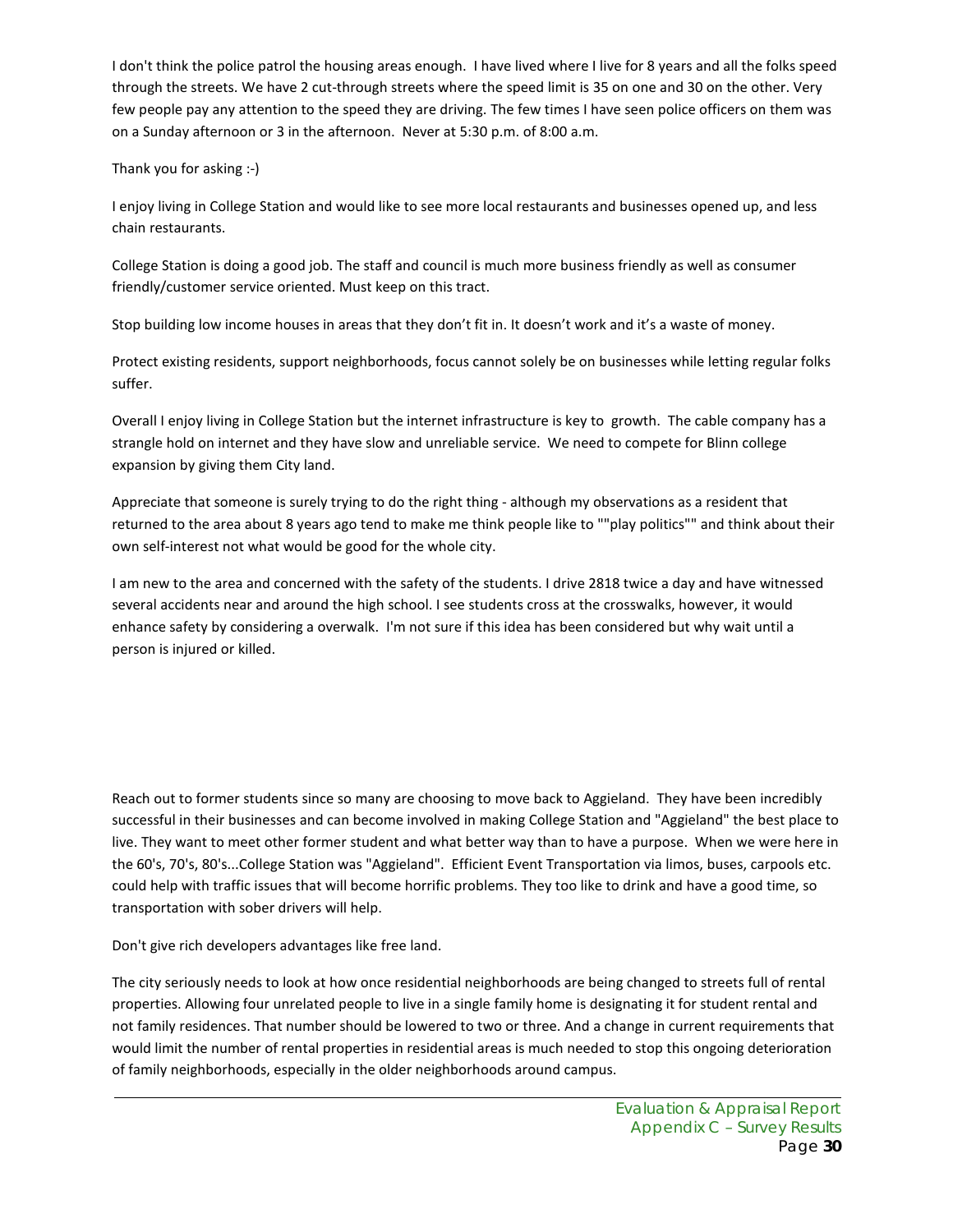I don't think the police patrol the housing areas enough. I have lived where I live for 8 years and all the folks speed through the streets. We have 2 cut-through streets where the speed limit is 35 on one and 30 on the other. Very few people pay any attention to the speed they are driving. The few times I have seen police officers on them was on a Sunday afternoon or 3 in the afternoon. Never at 5:30 p.m. of 8:00 a.m.

Thank you for asking :-)

I enjoy living in College Station and would like to see more local restaurants and businesses opened up, and less chain restaurants.

College Station is doing a good job. The staff and council is much more business friendly as well as consumer friendly/customer service oriented. Must keep on this tract.

Stop building low income houses in areas that they don't fit in. It doesn't work and it's a waste of money.

Protect existing residents, support neighborhoods, focus cannot solely be on businesses while letting regular folks suffer.

Overall I enjoy living in College Station but the internet infrastructure is key to growth. The cable company has a strangle hold on internet and they have slow and unreliable service. We need to compete for Blinn college expansion by giving them City land.

Appreciate that someone is surely trying to do the right thing - although my observations as a resident that returned to the area about 8 years ago tend to make me think people like to ""play politics"" and think about their own self-interest not what would be good for the whole city.

I am new to the area and concerned with the safety of the students. I drive 2818 twice a day and have witnessed several accidents near and around the high school. I see students cross at the crosswalks, however, it would enhance safety by considering a overwalk. I'm not sure if this idea has been considered but why wait until a person is injured or killed.

Reach out to former students since so many are choosing to move back to Aggieland. They have been incredibly successful in their businesses and can become involved in making College Station and "Aggieland" the best place to live. They want to meet other former student and what better way than to have a purpose. When we were here in the 60's, 70's, 80's...College Station was "Aggieland". Efficient Event Transportation via limos, buses, carpools etc. could help with traffic issues that will become horrific problems. They too like to drink and have a good time, so transportation with sober drivers will help.

Don't give rich developers advantages like free land.

The city seriously needs to look at how once residential neighborhoods are being changed to streets full of rental properties. Allowing four unrelated people to live in a single family home is designating it for student rental and not family residences. That number should be lowered to two or three. And a change in current requirements that would limit the number of rental properties in residential areas is much needed to stop this ongoing deterioration of family neighborhoods, especially in the older neighborhoods around campus.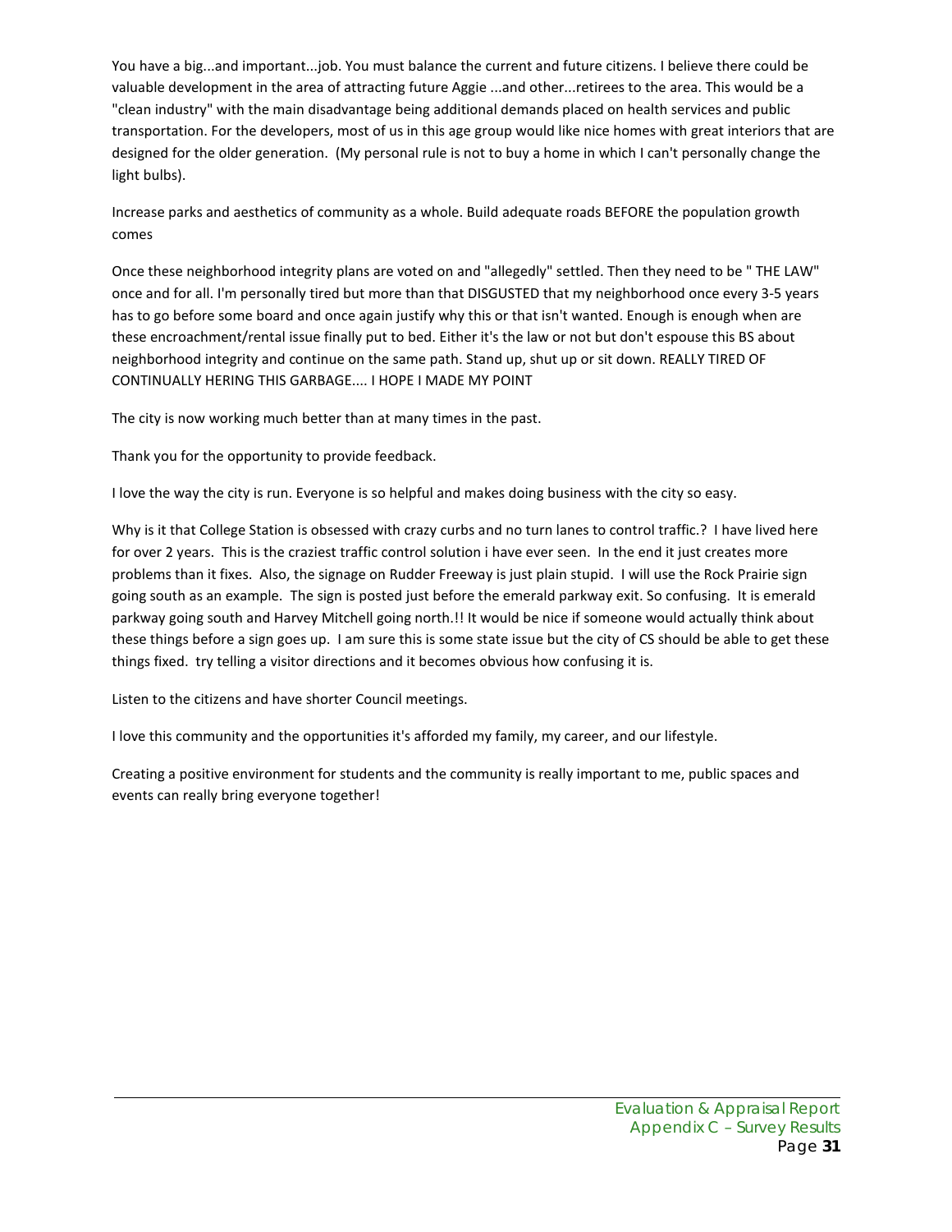You have a big...and important...job. You must balance the current and future citizens. I believe there could be valuable development in the area of attracting future Aggie ...and other...retirees to the area. This would be a "clean industry" with the main disadvantage being additional demands placed on health services and public transportation. For the developers, most of us in this age group would like nice homes with great interiors that are designed for the older generation. (My personal rule is not to buy a home in which I can't personally change the light bulbs).

Increase parks and aesthetics of community as a whole. Build adequate roads BEFORE the population growth comes

Once these neighborhood integrity plans are voted on and "allegedly" settled. Then they need to be " THE LAW" once and for all. I'm personally tired but more than that DISGUSTED that my neighborhood once every 3-5 years has to go before some board and once again justify why this or that isn't wanted. Enough is enough when are these encroachment/rental issue finally put to bed. Either it's the law or not but don't espouse this BS about neighborhood integrity and continue on the same path. Stand up, shut up or sit down. REALLY TIRED OF CONTINUALLY HERING THIS GARBAGE.... I HOPE I MADE MY POINT

The city is now working much better than at many times in the past.

Thank you for the opportunity to provide feedback.

I love the way the city is run. Everyone is so helpful and makes doing business with the city so easy.

Why is it that College Station is obsessed with crazy curbs and no turn lanes to control traffic.? I have lived here for over 2 years. This is the craziest traffic control solution i have ever seen. In the end it just creates more problems than it fixes. Also, the signage on Rudder Freeway is just plain stupid. I will use the Rock Prairie sign going south as an example. The sign is posted just before the emerald parkway exit. So confusing. It is emerald parkway going south and Harvey Mitchell going north.!! It would be nice if someone would actually think about these things before a sign goes up. I am sure this is some state issue but the city of CS should be able to get these things fixed. try telling a visitor directions and it becomes obvious how confusing it is.

Listen to the citizens and have shorter Council meetings.

I love this community and the opportunities it's afforded my family, my career, and our lifestyle.

Creating a positive environment for students and the community is really important to me, public spaces and events can really bring everyone together!